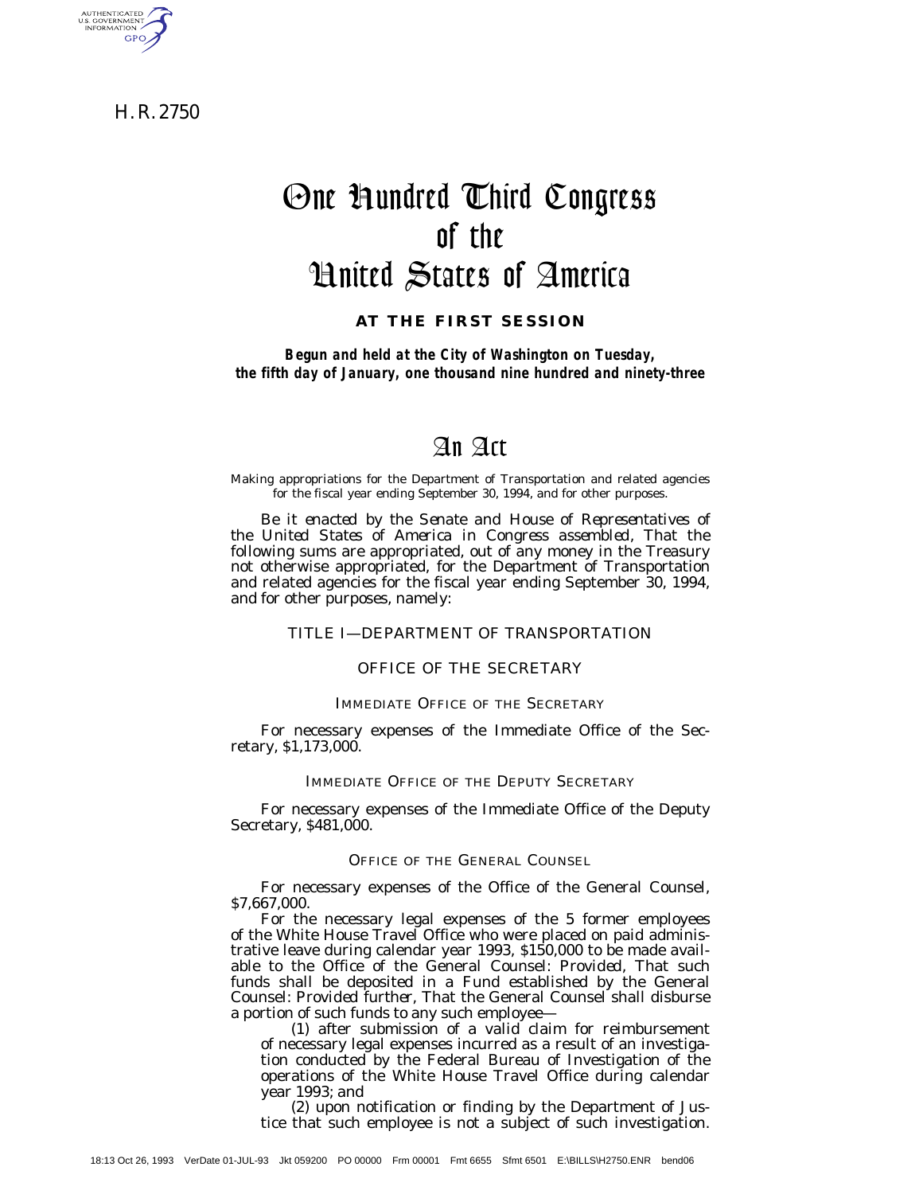H. R. 2750

# One Hundred Third Congress of the United States of America

**AT THE FIRST SESSION**

***Begun and held at the City of Washington on Tuesday, the fifth day of January, one thousand nine hundred and ninety-three***

# An Act

Making appropriations for the Department of Transportation and related agencies for the fiscal year ending September 30, 1994, and for other purposes.

*Be it enacted by the Senate and House of Representatives of the United States of America in Congress assembled,* That the following sums are appropriated, out of any money in the Treasury not otherwise appropriated, for the Department of Transportation and related agencies for the fiscal year ending September 30, 1994, and for other purposes, namely:

## TITLE I—DEPARTMENT OF TRANSPORTATION

## OFFICE OF THE SECRETARY

### IMMEDIATE OFFICE OF THE SECRETARY

For necessary expenses of the Immediate Office of the Secretary, $1,173,000.

### IMMEDIATE OFFICE OF THE DEPUTY SECRETARY

For necessary expenses of the Immediate Office of the Deputy Secretary, $481,000.

### OFFICE OF THE GENERAL COUNSEL

For necessary expenses of the Office of the General Counsel, $7,667,000.

For the necessary legal expenses of the 5 former employees of the White House Travel Office who were placed on paid administrative leave during calendar year 1993, $150,000 to be made available to the Office of the General Counsel: *Provided,* That such funds shall be deposited in a Fund established by the General Counsel: *Provided further,* That the General Counsel shall disburse a portion of such funds to any such employee—

(1) after submission of a valid claim for reimbursement of necessary legal expenses incurred as a result of an investigation conducted by the Federal Bureau of Investigation of the operations of the White House Travel Office during calendar year 1993; and

(2) upon notification or finding by the Department of Justice that such employee is not a subject of such investigation.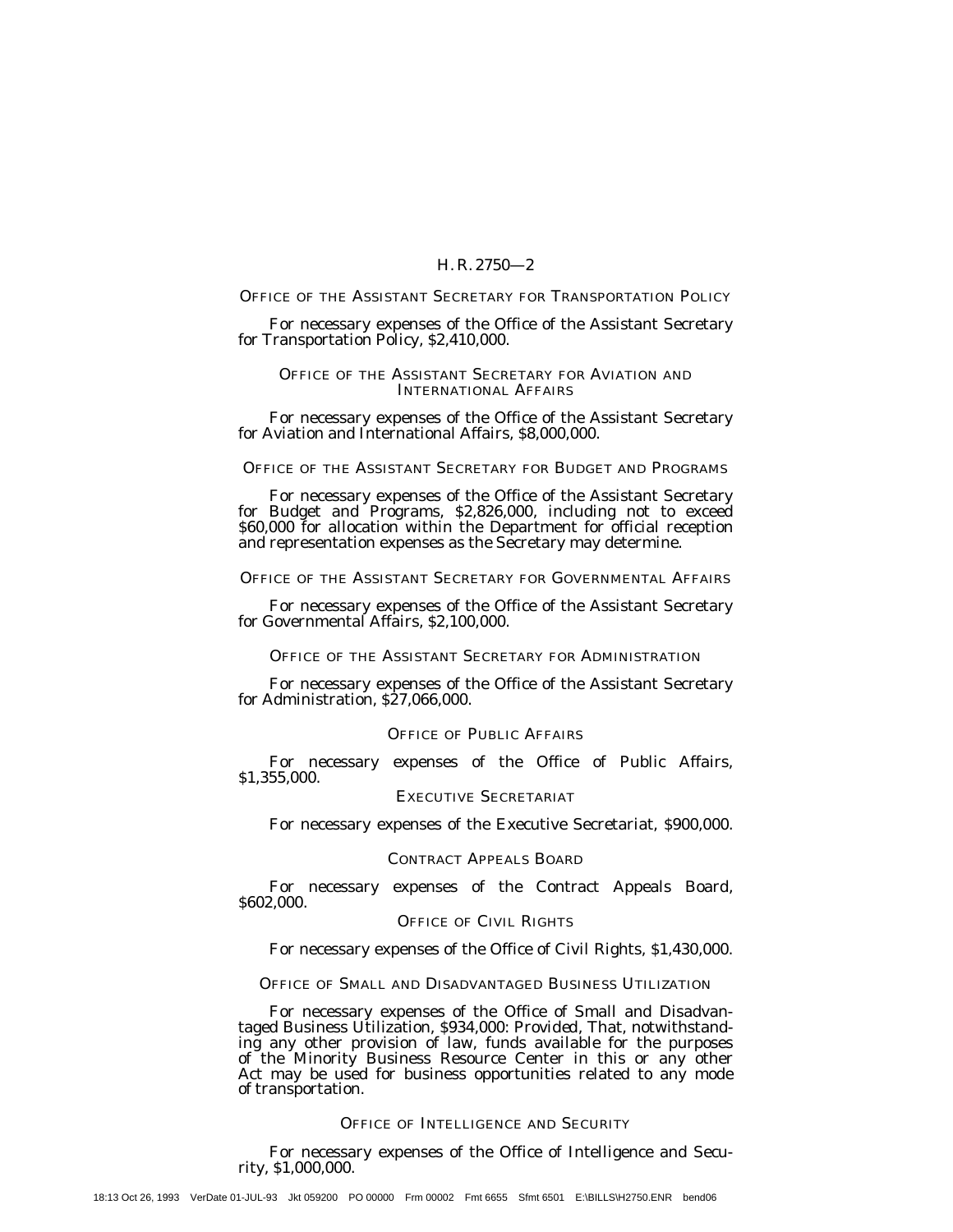OFFICE OF THE ASSISTANT SECRETARY FOR TRANSPORTATION POLICY

For necessary expenses of the Office of the Assistant Secretary for Transportation Policy, $2,410,000.

OFFICE OF THE ASSISTANT SECRETARY FOR AVIATION AND INTERNATIONAL AFFAIRS

For necessary expenses of the Office of the Assistant Secretary for Aviation and International Affairs, $8,000,000.

OFFICE OF THE ASSISTANT SECRETARY FOR BUDGET AND PROGRAMS

For necessary expenses of the Office of the Assistant Secretary for Budget and Programs, $2,826,000, including not to exceed $60,000 for allocation within the Department for official reception and representation expenses as the Secretary may determine.

OFFICE OF THE ASSISTANT SECRETARY FOR GOVERNMENTAL AFFAIRS

For necessary expenses of the Office of the Assistant Secretary for Governmental Affairs, $2,100,000.

OFFICE OF THE ASSISTANT SECRETARY FOR ADMINISTRATION

For necessary expenses of the Office of the Assistant Secretary for Administration, $27,066,000.

OFFICE OF PUBLIC AFFAIRS

For necessary expenses of the Office of Public Affairs, $1,355,000.

EXECUTIVE SECRETARIAT

For necessary expenses of the Executive Secretariat, $900,000.

CONTRACT APPEALS BOARD

For necessary expenses of the Contract Appeals Board, $602,000.

OFFICE OF CIVIL RIGHTS

For necessary expenses of the Office of Civil Rights, $1,430,000.

OFFICE OF SMALL AND DISADVANTAGED BUSINESS UTILIZATION

For necessary expenses of the Office of Small and Disadvantaged Business Utilization, $934,000: *Provided*, That, notwithstanding any other provision of law, funds available for the purposes of the Minority Business Resource Center in this or any other Act may be used for business opportunities related to any mode of transportation.

OFFICE OF INTELLIGENCE AND SECURITY

For necessary expenses of the Office of Intelligence and Security, $1,000,000.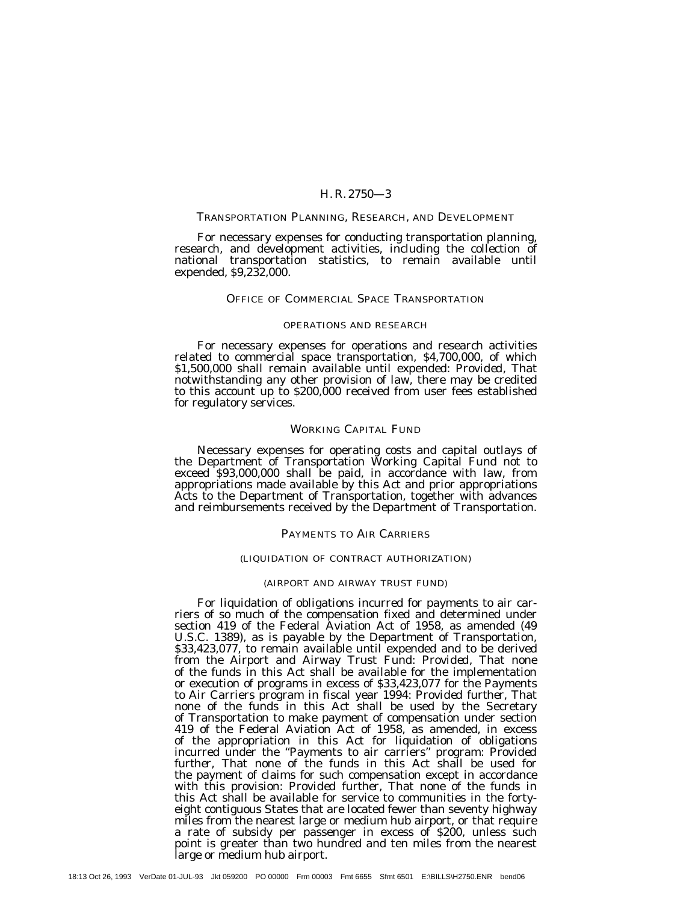## TRANSPORTATION PLANNING, RESEARCH, AND DEVELOPMENT

For necessary expenses for conducting transportation planning, research, and development activities, including the collection of national transportation statistics, to remain available until expended, $9,232,000.

## OFFICE OF COMMERCIAL SPACE TRANSPORTATION

### OPERATIONS AND RESEARCH

For necessary expenses for operations and research activities related to commercial space transportation, $4,700,000, of which $1,500,000 shall remain available until expended: *Provided*, That notwithstanding any other provision of law, there may be credited to this account up to $200,000 received from user fees established for regulatory services.

## WORKING CAPITAL FUND

Necessary expenses for operating costs and capital outlays of the Department of Transportation Working Capital Fund not to exceed $93,000,000 shall be paid, in accordance with law, from appropriations made available by this Act and prior appropriations Acts to the Department of Transportation, together with advances and reimbursements received by the Department of Transportation.

## PAYMENTS TO AIR CARRIERS

### (LIQUIDATION OF CONTRACT AUTHORIZATION)

### (AIRPORT AND AIRWAY TRUST FUND)

For liquidation of obligations incurred for payments to air carriers of so much of the compensation fixed and determined under section 419 of the Federal Aviation Act of 1958, as amended (49 U.S.C. 1389), as is payable by the Department of Transportation, $33,423,077, to remain available until expended and to be derived from the Airport and Airway Trust Fund: *Provided*, That none of the funds in this Act shall be available for the implementation or execution of programs in excess of $33,423,077 for the Payments to Air Carriers program in fiscal year 1994: *Provided further*, That none of the funds in this Act shall be used by the Secretary of Transportation to make payment of compensation under section 419 of the Federal Aviation Act of 1958, as amended, in excess of the appropriation in this Act for liquidation of obligations incurred under the "Payments to air carriers" program: *Provided further*, That none of the funds in this Act shall be used for the payment of claims for such compensation except in accordance with this provision: *Provided further*, That none of the funds in this Act shall be available for service to communities in the forty-eight contiguous States that are located fewer than seventy highway miles from the nearest large or medium hub airport, or that require a rate of subsidy per passenger in excess of $200, unless such point is greater than two hundred and ten miles from the nearest large or medium hub airport.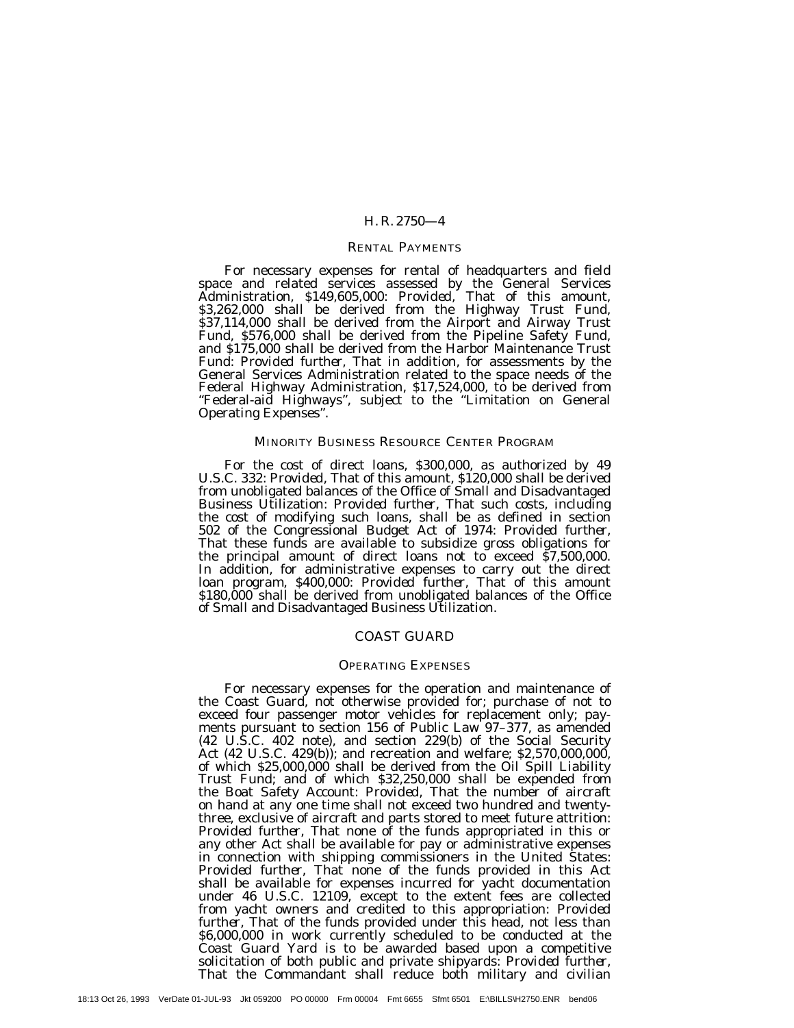### RENTAL PAYMENTS

For necessary expenses for rental of headquarters and field space and related services assessed by the General Services Administration, $149,605,000: *Provided*, That of this amount, $3,262,000 shall be derived from the Highway Trust Fund, $37,114,000 shall be derived from the Airport and Airway Trust Fund, $576,000 shall be derived from the Pipeline Safety Fund, and $175,000 shall be derived from the Harbor Maintenance Trust Fund: *Provided further*, That in addition, for assessments by the General Services Administration related to the space needs of the Federal Highway Administration, $17,524,000, to be derived from "Federal-aid Highways", subject to the "Limitation on General Operating Expenses".

### MINORITY BUSINESS RESOURCE CENTER PROGRAM

For the cost of direct loans, $300,000, as authorized by 49 U.S.C. 332: *Provided*, That of this amount, $120,000 shall be derived from unobligated balances of the Office of Small and Disadvantaged Business Utilization: *Provided further*, That such costs, including the cost of modifying such loans, shall be as defined in section 502 of the Congressional Budget Act of 1974: *Provided further*, That these funds are available to subsidize gross obligations for the principal amount of direct loans not to exceed $7,500,000. In addition, for administrative expenses to carry out the direct loan program, $400,000: *Provided further*, That of this amount $180,000 shall be derived from unobligated balances of the Office of Small and Disadvantaged Business Utilization.

## COAST GUARD

### OPERATING EXPENSES

For necessary expenses for the operation and maintenance of the Coast Guard, not otherwise provided for; purchase of not to exceed four passenger motor vehicles for replacement only; payments pursuant to section 156 of Public Law 97–377, as amended (42 U.S.C. 402 note), and section 229(b) of the Social Security Act (42 U.S.C. 429(b)); and recreation and welfare; $2,570,000,000, of which $25,000,000 shall be derived from the Oil Spill Liability Trust Fund; and of which $32,250,000 shall be expended from the Boat Safety Account: *Provided*, That the number of aircraft on hand at any one time shall not exceed two hundred and twenty-three, exclusive of aircraft and parts stored to meet future attrition: *Provided further*, That none of the funds appropriated in this or any other Act shall be available for pay or administrative expenses in connection with shipping commissioners in the United States: *Provided further*, That none of the funds provided in this Act shall be available for expenses incurred for yacht documentation under 46 U.S.C. 12109, except to the extent fees are collected from yacht owners and credited to this appropriation: *Provided further*, That of the funds provided under this head, not less than $6,000,000 in work currently scheduled to be conducted at the Coast Guard Yard is to be awarded based upon a competitive solicitation of both public and private shipyards: *Provided further*, That the Commandant shall reduce both military and civilian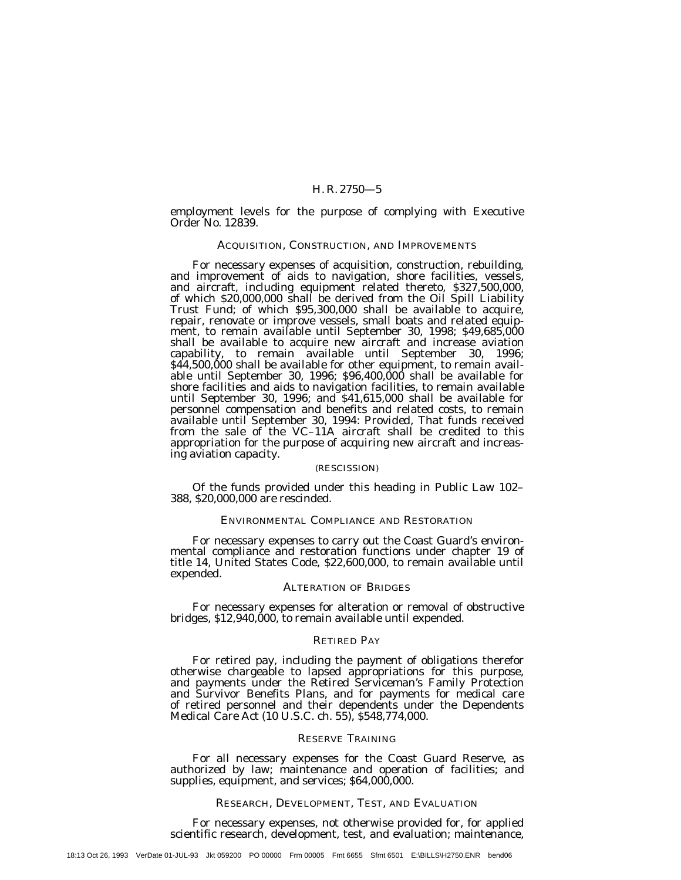employment levels for the purpose of complying with Executive Order No. 12839.

### ACQUISITION, CONSTRUCTION, AND IMPROVEMENTS

For necessary expenses of acquisition, construction, rebuilding, and improvement of aids to navigation, shore facilities, vessels, and aircraft, including equipment related thereto, $327,500,000, of which $20,000,000 shall be derived from the Oil Spill Liability Trust Fund; of which $95,300,000 shall be available to acquire, repair, renovate or improve vessels, small boats and related equipment, to remain available until September 30, 1998; $49,685,000 shall be available to acquire new aircraft and increase aviation capability, to remain available until September 30, 1996; $44,500,000 shall be available for other equipment, to remain available until September 30, 1996; $96,400,000 shall be available for shore facilities and aids to navigation facilities, to remain available until September 30, 1996; and $41,615,000 shall be available for personnel compensation and benefits and related costs, to remain available until September 30, 1994: *Provided*, That funds received from the sale of the VC–11A aircraft shall be credited to this appropriation for the purpose of acquiring new aircraft and increasing aviation capacity.

(RESCISSION)

Of the funds provided under this heading in Public Law 102–388, $20,000,000 are rescinded.

### ENVIRONMENTAL COMPLIANCE AND RESTORATION

For necessary expenses to carry out the Coast Guard's environmental compliance and restoration functions under chapter 19 of title 14, United States Code, $22,600,000, to remain available until expended.

### ALTERATION OF BRIDGES

For necessary expenses for alteration or removal of obstructive bridges, $12,940,000, to remain available until expended.

### RETIRED PAY

For retired pay, including the payment of obligations therefor otherwise chargeable to lapsed appropriations for this purpose, and payments under the Retired Serviceman's Family Protection and Survivor Benefits Plans, and for payments for medical care of retired personnel and their dependents under the Dependents Medical Care Act (10 U.S.C. ch. 55), $548,774,000.

### RESERVE TRAINING

For all necessary expenses for the Coast Guard Reserve, as authorized by law; maintenance and operation of facilities; and supplies, equipment, and services; $64,000,000.

### RESEARCH, DEVELOPMENT, TEST, AND EVALUATION

For necessary expenses, not otherwise provided for, for applied scientific research, development, test, and evaluation; maintenance,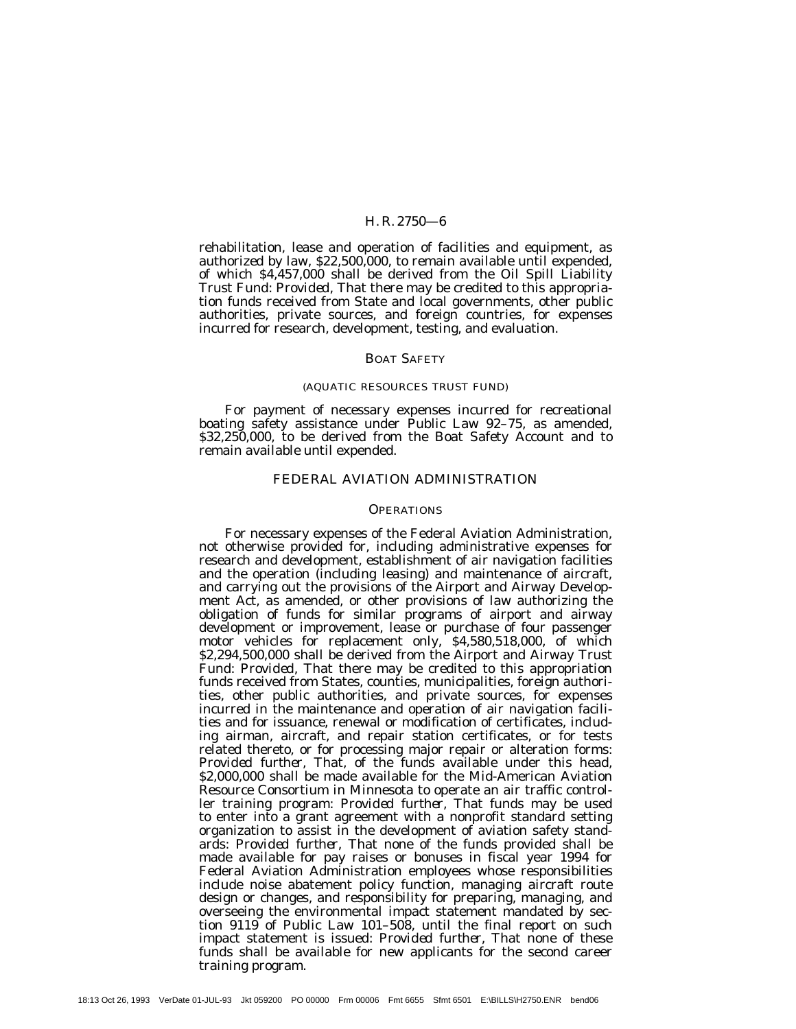rehabilitation, lease and operation of facilities and equipment, as authorized by law, $22,500,000, to remain available until expended, of which $4,457,000 shall be derived from the Oil Spill Liability Trust Fund: *Provided*, That there may be credited to this appropriation funds received from State and local governments, other public authorities, private sources, and foreign countries, for expenses incurred for research, development, testing, and evaluation.

### BOAT SAFETY

#### (AQUATIC RESOURCES TRUST FUND)

For payment of necessary expenses incurred for recreational boating safety assistance under Public Law 92–75, as amended, $32,250,000, to be derived from the Boat Safety Account and to remain available until expended.

## FEDERAL AVIATION ADMINISTRATION

### OPERATIONS

For necessary expenses of the Federal Aviation Administration, not otherwise provided for, including administrative expenses for research and development, establishment of air navigation facilities and the operation (including leasing) and maintenance of aircraft, and carrying out the provisions of the Airport and Airway Development Act, as amended, or other provisions of law authorizing the obligation of funds for similar programs of airport and airway development or improvement, lease or purchase of four passenger motor vehicles for replacement only, $4,580,518,000, of which $2,294,500,000 shall be derived from the Airport and Airway Trust Fund: *Provided*, That there may be credited to this appropriation funds received from States, counties, municipalities, foreign authorities, other public authorities, and private sources, for expenses incurred in the maintenance and operation of air navigation facilities and for issuance, renewal or modification of certificates, including airman, aircraft, and repair station certificates, or for tests related thereto, or for processing major repair or alteration forms: *Provided further*, That, of the funds available under this head, $2,000,000 shall be made available for the Mid-American Aviation Resource Consortium in Minnesota to operate an air traffic controller training program: *Provided further*, That funds may be used to enter into a grant agreement with a nonprofit standard setting organization to assist in the development of aviation safety standards: *Provided further*, That none of the funds provided shall be made available for pay raises or bonuses in fiscal year 1994 for Federal Aviation Administration employees whose responsibilities include noise abatement policy function, managing aircraft route design or changes, and responsibility for preparing, managing, and overseeing the environmental impact statement mandated by section 9119 of Public Law 101–508, until the final report on such impact statement is issued: *Provided further*, That none of these funds shall be available for new applicants for the second career training program.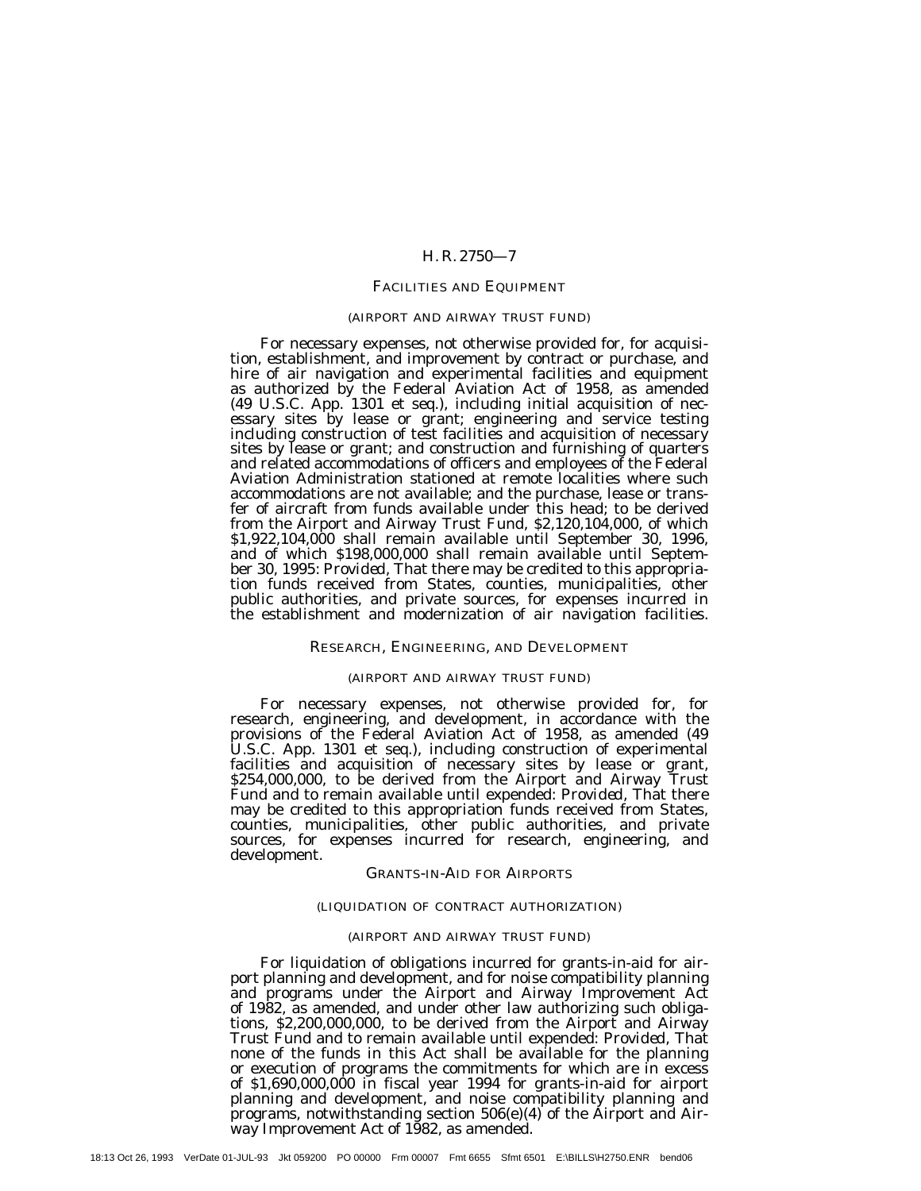## FACILITIES AND EQUIPMENT

### (AIRPORT AND AIRWAY TRUST FUND)

For necessary expenses, not otherwise provided for, for acquisition, establishment, and improvement by contract or purchase, and hire of air navigation and experimental facilities and equipment as authorized by the Federal Aviation Act of 1958, as amended (49 U.S.C. App. 1301 et seq.), including initial acquisition of necessary sites by lease or grant; engineering and service testing including construction of test facilities and acquisition of necessary sites by lease or grant; and construction and furnishing of quarters and related accommodations of officers and employees of the Federal Aviation Administration stationed at remote localities where such accommodations are not available; and the purchase, lease or transfer of aircraft from funds available under this head; to be derived from the Airport and Airway Trust Fund, $2,120,104,000, of which $1,922,104,000 shall remain available until September 30, 1996, and of which $198,000,000 shall remain available until September 30, 1995: *Provided*, That there may be credited to this appropriation funds received from States, counties, municipalities, other public authorities, and private sources, for expenses incurred in the establishment and modernization of air navigation facilities.

## RESEARCH, ENGINEERING, AND DEVELOPMENT

### (AIRPORT AND AIRWAY TRUST FUND)

For necessary expenses, not otherwise provided for, for research, engineering, and development, in accordance with the provisions of the Federal Aviation Act of 1958, as amended (49 U.S.C. App. 1301 et seq.), including construction of experimental facilities and acquisition of necessary sites by lease or grant, $254,000,000, to be derived from the Airport and Airway Trust Fund and to remain available until expended: *Provided*, That there may be credited to this appropriation funds received from States, counties, municipalities, other public authorities, and private sources, for expenses incurred for research, engineering, and development.

## GRANTS-IN-AID FOR AIRPORTS

### (LIQUIDATION OF CONTRACT AUTHORIZATION)

### (AIRPORT AND AIRWAY TRUST FUND)

For liquidation of obligations incurred for grants-in-aid for airport planning and development, and for noise compatibility planning and programs under the Airport and Airway Improvement Act of 1982, as amended, and under other law authorizing such obligations, $2,200,000,000, to be derived from the Airport and Airway Trust Fund and to remain available until expended: *Provided*, That none of the funds in this Act shall be available for the planning or execution of programs the commitments for which are in excess of $1,690,000,000 in fiscal year 1994 for grants-in-aid for airport planning and development, and noise compatibility planning and programs, notwithstanding section 506(e)(4) of the Airport and Airway Improvement Act of 1982, as amended.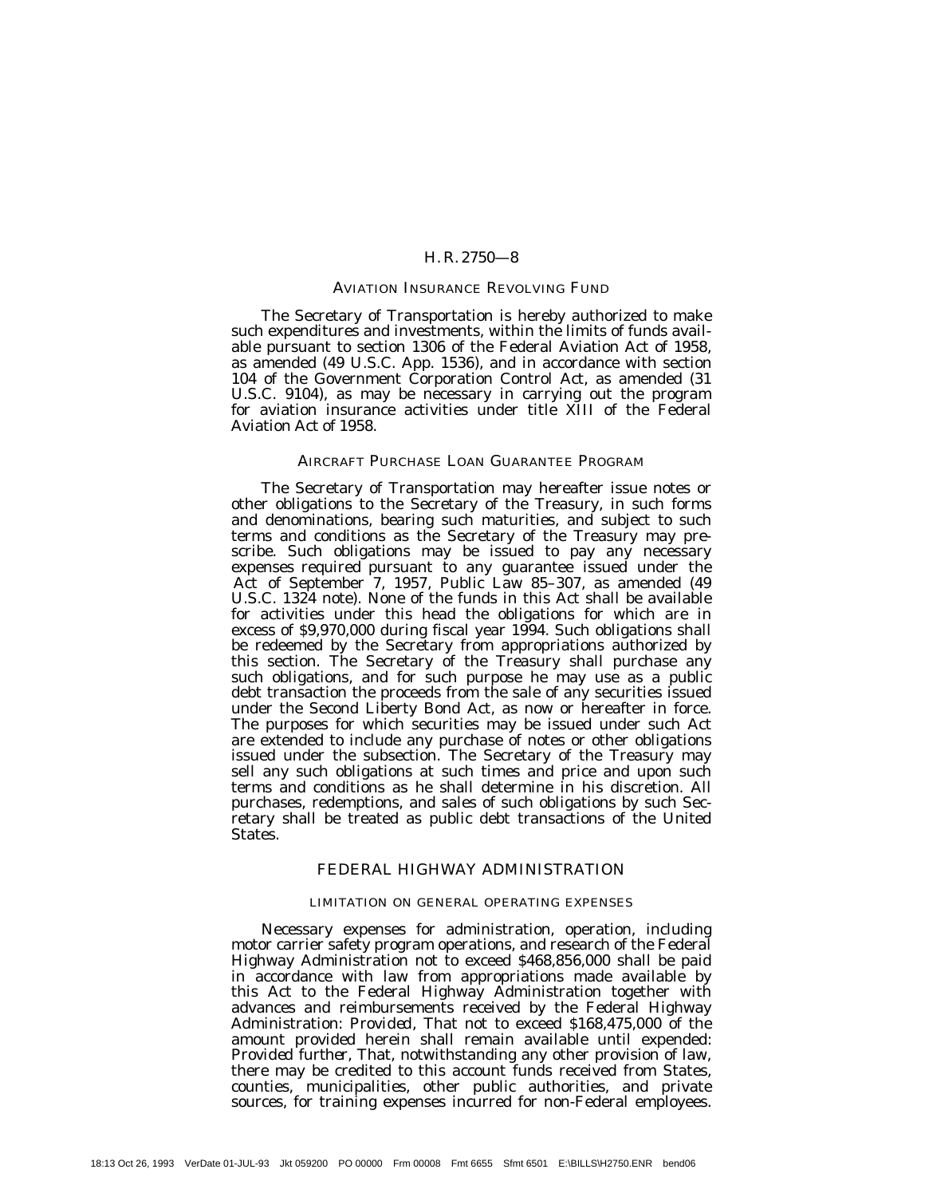## AVIATION INSURANCE REVOLVING FUND

The Secretary of Transportation is hereby authorized to make such expenditures and investments, within the limits of funds available pursuant to section 1306 of the Federal Aviation Act of 1958, as amended (49 U.S.C. App. 1536), and in accordance with section 104 of the Government Corporation Control Act, as amended (31 U.S.C. 9104), as may be necessary in carrying out the program for aviation insurance activities under title XIII of the Federal Aviation Act of 1958.

## AIRCRAFT PURCHASE LOAN GUARANTEE PROGRAM

The Secretary of Transportation may hereafter issue notes or other obligations to the Secretary of the Treasury, in such forms and denominations, bearing such maturities, and subject to such terms and conditions as the Secretary of the Treasury may prescribe. Such obligations may be issued to pay any necessary expenses required pursuant to any guarantee issued under the Act of September 7, 1957, Public Law 85–307, as amended (49 U.S.C. 1324 note). None of the funds in this Act shall be available for activities under this head the obligations for which are in excess of $9,970,000 during fiscal year 1994. Such obligations shall be redeemed by the Secretary from appropriations authorized by this section. The Secretary of the Treasury shall purchase any such obligations, and for such purpose he may use as a public debt transaction the proceeds from the sale of any securities issued under the Second Liberty Bond Act, as now or hereafter in force. The purposes for which securities may be issued under such Act are extended to include any purchase of notes or other obligations issued under the subsection. The Secretary of the Treasury may sell any such obligations at such times and price and upon such terms and conditions as he shall determine in his discretion. All purchases, redemptions, and sales of such obligations by such Secretary shall be treated as public debt transactions of the United States.

# FEDERAL HIGHWAY ADMINISTRATION

### LIMITATION ON GENERAL OPERATING EXPENSES

Necessary expenses for administration, operation, including motor carrier safety program operations, and research of the Federal Highway Administration not to exceed $468,856,000 shall be paid in accordance with law from appropriations made available by this Act to the Federal Highway Administration together with advances and reimbursements received by the Federal Highway Administration: *Provided*, That not to exceed $168,475,000 of the amount provided herein shall remain available until expended: *Provided further*, That, notwithstanding any other provision of law, there may be credited to this account funds received from States, counties, municipalities, other public authorities, and private sources, for training expenses incurred for non-Federal employees.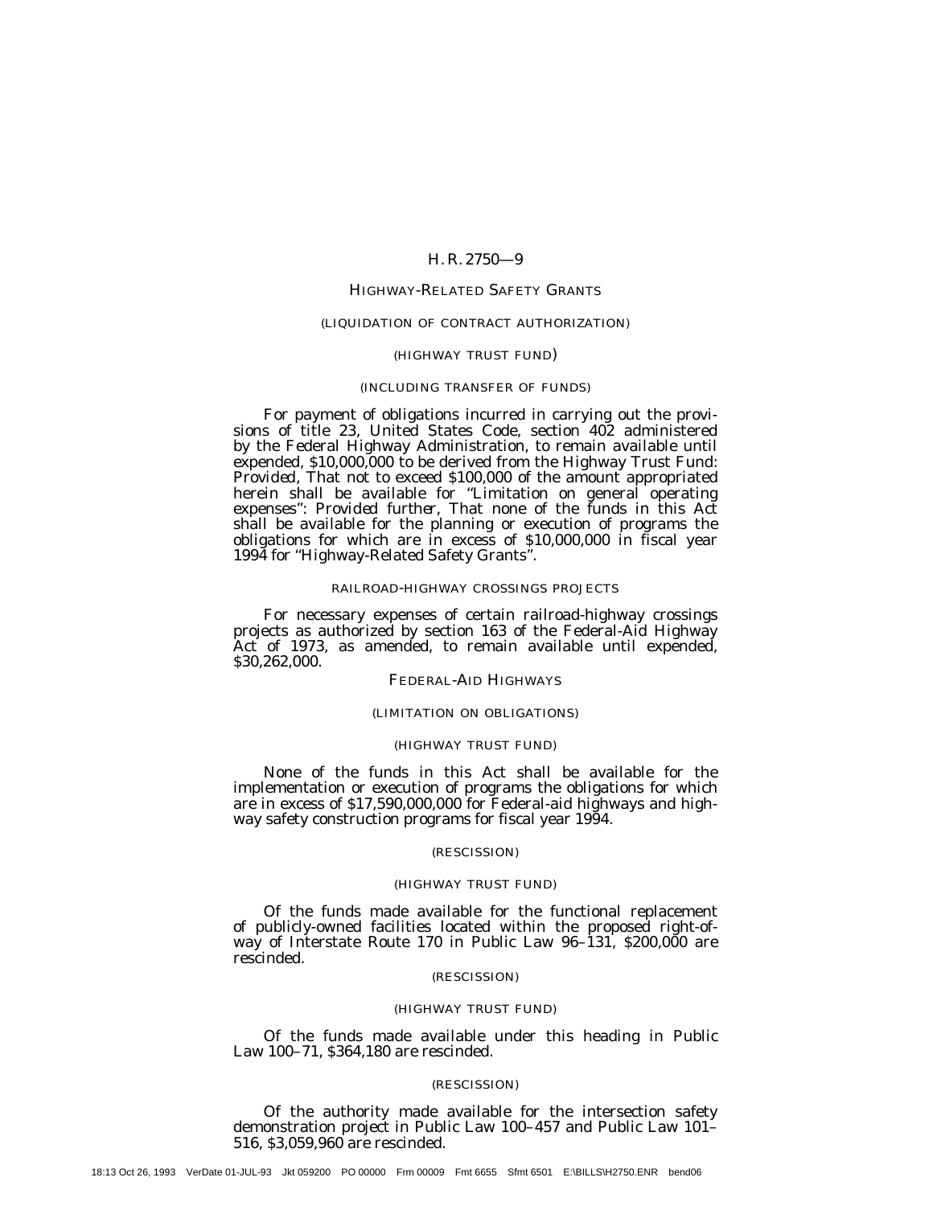## HIGHWAY-RELATED SAFETY GRANTS

(LIQUIDATION OF CONTRACT AUTHORIZATION)

(HIGHWAY TRUST FUND)

(INCLUDING TRANSFER OF FUNDS)

For payment of obligations incurred in carrying out the provisions of title 23, United States Code, section 402 administered by the Federal Highway Administration, to remain available until expended, $10,000,000 to be derived from the Highway Trust Fund: *Provided*, That not to exceed $100,000 of the amount appropriated herein shall be available for "Limitation on general operating expenses": *Provided further*, That none of the funds in this Act shall be available for the planning or execution of programs the obligations for which are in excess of $10,000,000 in fiscal year 1994 for "Highway-Related Safety Grants".

### RAILROAD-HIGHWAY CROSSINGS PROJECTS

For necessary expenses of certain railroad-highway crossings projects as authorized by section 163 of the Federal-Aid Highway Act of 1973, as amended, to remain available until expended, $30,262,000.

## FEDERAL-AID HIGHWAYS

(LIMITATION ON OBLIGATIONS)

(HIGHWAY TRUST FUND)

None of the funds in this Act shall be available for the implementation or execution of programs the obligations for which are in excess of $17,590,000,000 for Federal-aid highways and highway safety construction programs for fiscal year 1994.

(RESCISSION)

(HIGHWAY TRUST FUND)

Of the funds made available for the functional replacement of publicly-owned facilities located within the proposed right-of-way of Interstate Route 170 in Public Law 96–131, $200,000 are rescinded.

(RESCISSION)

(HIGHWAY TRUST FUND)

Of the funds made available under this heading in Public Law 100–71, $364,180 are rescinded.

(RESCISSION)

Of the authority made available for the intersection safety demonstration project in Public Law 100–457 and Public Law 101–516, $3,059,960 are rescinded.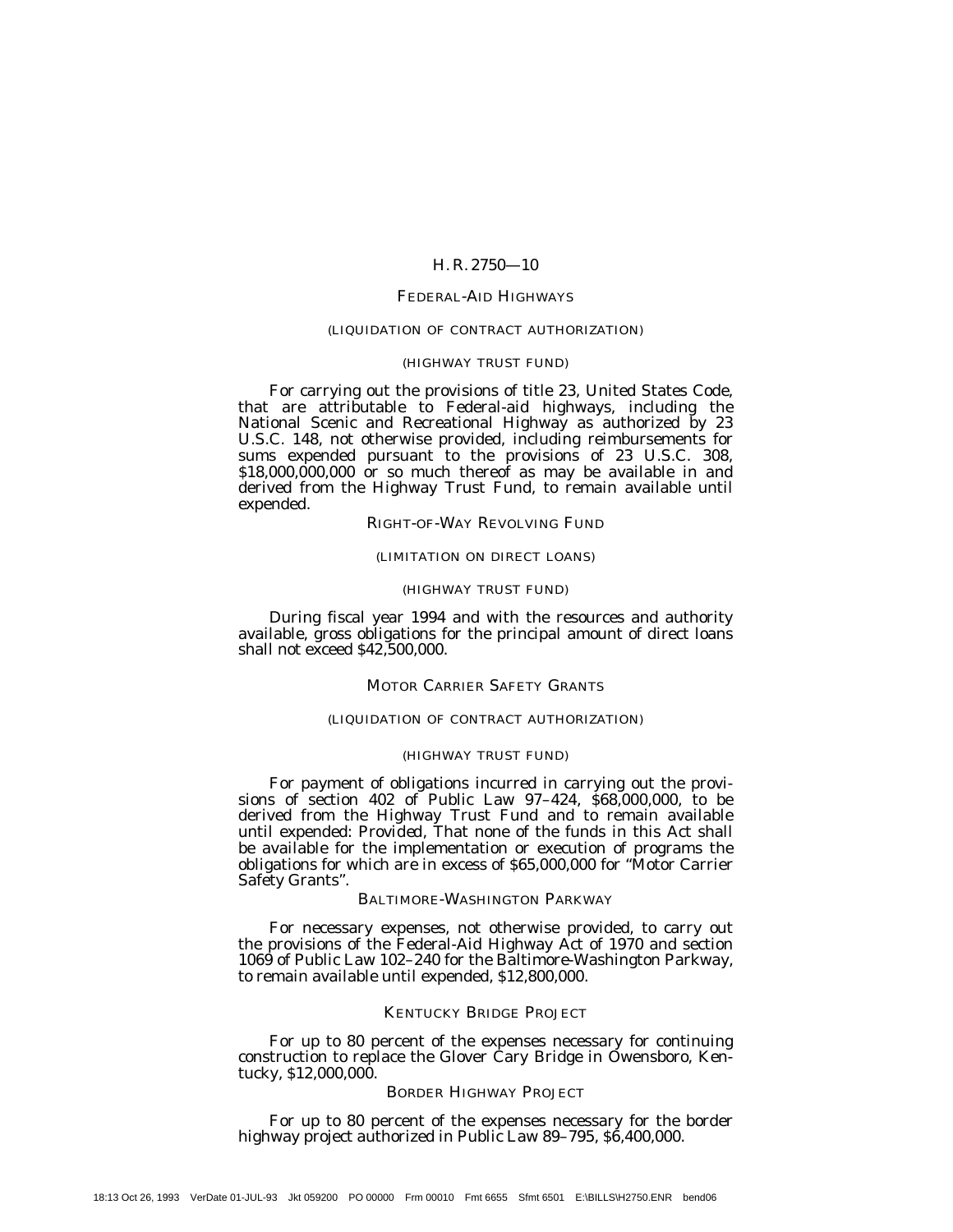FEDERAL-AID HIGHWAYS

(LIQUIDATION OF CONTRACT AUTHORIZATION)

(HIGHWAY TRUST FUND)

For carrying out the provisions of title 23, United States Code, that are attributable to Federal-aid highways, including the National Scenic and Recreational Highway as authorized by 23 U.S.C. 148, not otherwise provided, including reimbursements for sums expended pursuant to the provisions of 23 U.S.C. 308, $18,000,000,000 or so much thereof as may be available in and derived from the Highway Trust Fund, to remain available until expended.

RIGHT-OF-WAY REVOLVING FUND

(LIMITATION ON DIRECT LOANS)

(HIGHWAY TRUST FUND)

During fiscal year 1994 and with the resources and authority available, gross obligations for the principal amount of direct loans shall not exceed $42,500,000.

MOTOR CARRIER SAFETY GRANTS

(LIQUIDATION OF CONTRACT AUTHORIZATION)

(HIGHWAY TRUST FUND)

For payment of obligations incurred in carrying out the provisions of section 402 of Public Law 97–424, $68,000,000, to be derived from the Highway Trust Fund and to remain available until expended: *Provided*, That none of the funds in this Act shall be available for the implementation or execution of programs the obligations for which are in excess of $65,000,000 for "Motor Carrier Safety Grants".

BALTIMORE-WASHINGTON PARKWAY

For necessary expenses, not otherwise provided, to carry out the provisions of the Federal-Aid Highway Act of 1970 and section 1069 of Public Law 102–240 for the Baltimore-Washington Parkway, to remain available until expended, $12,800,000.

KENTUCKY BRIDGE PROJECT

For up to 80 percent of the expenses necessary for continuing construction to replace the Glover Cary Bridge in Owensboro, Kentucky, $12,000,000.

BORDER HIGHWAY PROJECT

For up to 80 percent of the expenses necessary for the border highway project authorized in Public Law 89–795, $6,400,000.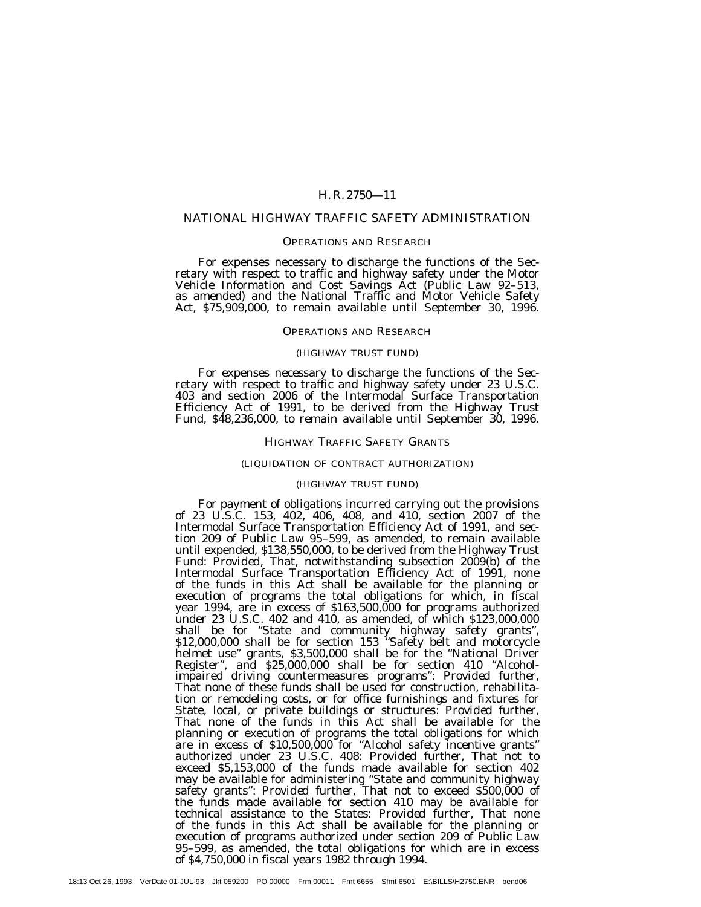## NATIONAL HIGHWAY TRAFFIC SAFETY ADMINISTRATION

### OPERATIONS AND RESEARCH

For expenses necessary to discharge the functions of the Secretary with respect to traffic and highway safety under the Motor Vehicle Information and Cost Savings Act (Public Law 92–513, as amended) and the National Traffic and Motor Vehicle Safety Act, $75,909,000, to remain available until September 30, 1996.

### OPERATIONS AND RESEARCH

(HIGHWAY TRUST FUND)

For expenses necessary to discharge the functions of the Secretary with respect to traffic and highway safety under 23 U.S.C. 403 and section 2006 of the Intermodal Surface Transportation Efficiency Act of 1991, to be derived from the Highway Trust Fund, $48,236,000, to remain available until September 30, 1996.

### HIGHWAY TRAFFIC SAFETY GRANTS

(LIQUIDATION OF CONTRACT AUTHORIZATION)

(HIGHWAY TRUST FUND)

For payment of obligations incurred carrying out the provisions of 23 U.S.C. 153, 402, 406, 408, and 410, section 2007 of the Intermodal Surface Transportation Efficiency Act of 1991, and section 209 of Public Law 95–599, as amended, to remain available until expended, $138,550,000, to be derived from the Highway Trust Fund: *Provided*, That, notwithstanding subsection 2009(b) of the Intermodal Surface Transportation Efficiency Act of 1991, none of the funds in this Act shall be available for the planning or execution of programs the total obligations for which, in fiscal year 1994, are in excess of $163,500,000 for programs authorized under 23 U.S.C. 402 and 410, as amended, of which $123,000,000 shall be for "State and community highway safety grants", $12,000,000 shall be for section 153 "Safety belt and motorcycle helmet use" grants, $3,500,000 shall be for the "National Driver Register", and $25,000,000 shall be for section 410 "Alcohol-impaired driving countermeasures programs": *Provided further*, That none of these funds shall be used for construction, rehabilitation or remodeling costs, or for office furnishings and fixtures for State, local, or private buildings or structures: *Provided further*, That none of the funds in this Act shall be available for the planning or execution of programs the total obligations for which are in excess of $10,500,000 for "Alcohol safety incentive grants" authorized under 23 U.S.C. 408: *Provided further*, That not to exceed $5,153,000 of the funds made available for section 402 may be available for administering "State and community highway safety grants": *Provided further*, That not to exceed $500,000 of the funds made available for section 410 may be available for technical assistance to the States: *Provided further*, That none of the funds in this Act shall be available for the planning or execution of programs authorized under section 209 of Public Law 95–599, as amended, the total obligations for which are in excess of $4,750,000 in fiscal years 1982 through 1994.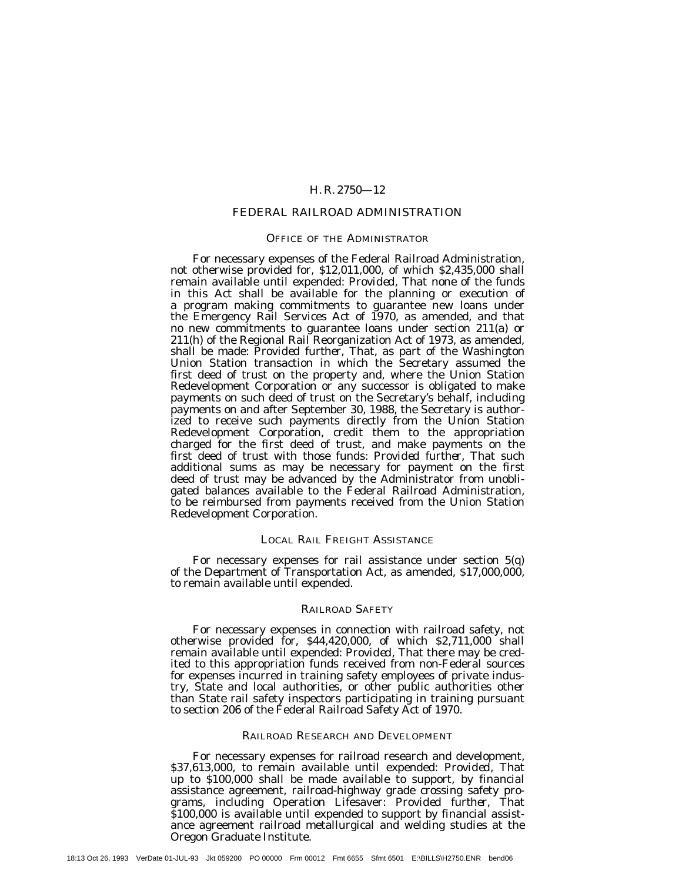## FEDERAL RAILROAD ADMINISTRATION

### OFFICE OF THE ADMINISTRATOR

For necessary expenses of the Federal Railroad Administration, not otherwise provided for, $12,011,000, of which $2,435,000 shall remain available until expended: *Provided*, That none of the funds in this Act shall be available for the planning or execution of a program making commitments to guarantee new loans under the Emergency Rail Services Act of 1970, as amended, and that no new commitments to guarantee loans under section 211(a) or 211(h) of the Regional Rail Reorganization Act of 1973, as amended, shall be made: *Provided further*, That, as part of the Washington Union Station transaction in which the Secretary assumed the first deed of trust on the property and, where the Union Station Redevelopment Corporation or any successor is obligated to make payments on such deed of trust on the Secretary's behalf, including payments on and after September 30, 1988, the Secretary is authorized to receive such payments directly from the Union Station Redevelopment Corporation, credit them to the appropriation charged for the first deed of trust, and make payments on the first deed of trust with those funds: *Provided further*, That such additional sums as may be necessary for payment on the first deed of trust may be advanced by the Administrator from unobligated balances available to the Federal Railroad Administration, to be reimbursed from payments received from the Union Station Redevelopment Corporation.

### LOCAL RAIL FREIGHT ASSISTANCE

For necessary expenses for rail assistance under section 5(q) of the Department of Transportation Act, as amended, $17,000,000, to remain available until expended.

### RAILROAD SAFETY

For necessary expenses in connection with railroad safety, not otherwise provided for, $44,420,000, of which $2,711,000 shall remain available until expended: *Provided*, That there may be credited to this appropriation funds received from non-Federal sources for expenses incurred in training safety employees of private industry, State and local authorities, or other public authorities other than State rail safety inspectors participating in training pursuant to section 206 of the Federal Railroad Safety Act of 1970.

### RAILROAD RESEARCH AND DEVELOPMENT

For necessary expenses for railroad research and development, $37,613,000, to remain available until expended: *Provided*, That up to $100,000 shall be made available to support, by financial assistance agreement, railroad-highway grade crossing safety programs, including Operation Lifesaver: *Provided further*, That $100,000 is available until expended to support by financial assistance agreement railroad metallurgical and welding studies at the Oregon Graduate Institute.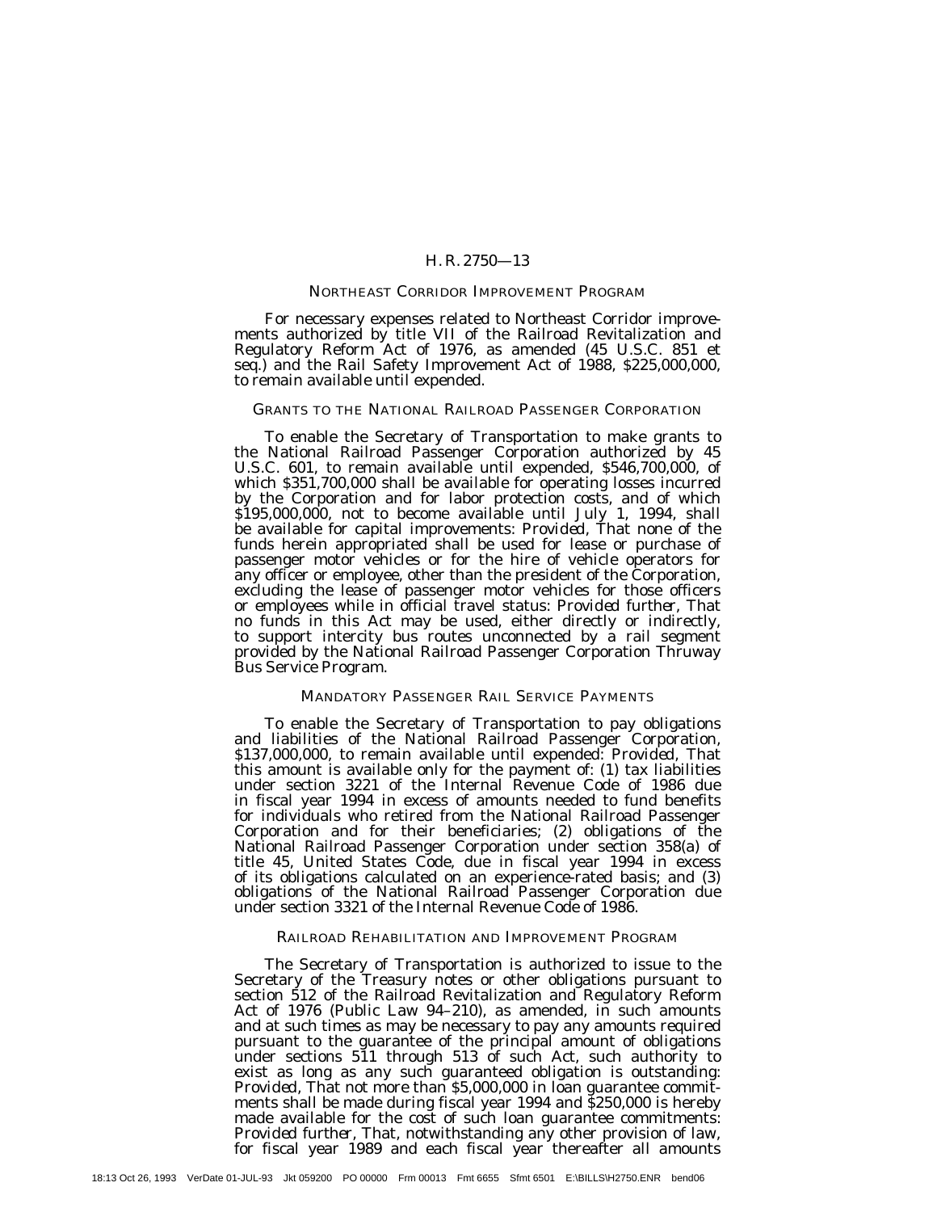## NORTHEAST CORRIDOR IMPROVEMENT PROGRAM

For necessary expenses related to Northeast Corridor improvements authorized by title VII of the Railroad Revitalization and Regulatory Reform Act of 1976, as amended (45 U.S.C. 851 et seq.) and the Rail Safety Improvement Act of 1988, $225,000,000, to remain available until expended.

## GRANTS TO THE NATIONAL RAILROAD PASSENGER CORPORATION

To enable the Secretary of Transportation to make grants to the National Railroad Passenger Corporation authorized by 45 U.S.C. 601, to remain available until expended, $546,700,000, of which $351,700,000 shall be available for operating losses incurred by the Corporation and for labor protection costs, and of which $195,000,000, not to become available until July 1, 1994, shall be available for capital improvements: *Provided*, That none of the funds herein appropriated shall be used for lease or purchase of passenger motor vehicles or for the hire of vehicle operators for any officer or employee, other than the president of the Corporation, excluding the lease of passenger motor vehicles for those officers or employees while in official travel status: *Provided further*, That no funds in this Act may be used, either directly or indirectly, to support intercity bus routes unconnected by a rail segment provided by the National Railroad Passenger Corporation Thruway Bus Service Program.

## MANDATORY PASSENGER RAIL SERVICE PAYMENTS

To enable the Secretary of Transportation to pay obligations and liabilities of the National Railroad Passenger Corporation, $137,000,000, to remain available until expended: *Provided*, That this amount is available only for the payment of: (1) tax liabilities under section 3221 of the Internal Revenue Code of 1986 due in fiscal year 1994 in excess of amounts needed to fund benefits for individuals who retired from the National Railroad Passenger Corporation and for their beneficiaries; (2) obligations of the National Railroad Passenger Corporation under section 358(a) of title 45, United States Code, due in fiscal year 1994 in excess of its obligations calculated on an experience-rated basis; and (3) obligations of the National Railroad Passenger Corporation due under section 3321 of the Internal Revenue Code of 1986.

## RAILROAD REHABILITATION AND IMPROVEMENT PROGRAM

The Secretary of Transportation is authorized to issue to the Secretary of the Treasury notes or other obligations pursuant to section 512 of the Railroad Revitalization and Regulatory Reform Act of 1976 (Public Law 94–210), as amended, in such amounts and at such times as may be necessary to pay any amounts required pursuant to the guarantee of the principal amount of obligations under sections 511 through 513 of such Act, such authority to exist as long as any such guaranteed obligation is outstanding: *Provided*, That not more than $5,000,000 in loan guarantee commitments shall be made during fiscal year 1994 and $250,000 is hereby made available for the cost of such loan guarantee commitments: *Provided further*, That, notwithstanding any other provision of law, for fiscal year 1989 and each fiscal year thereafter all amounts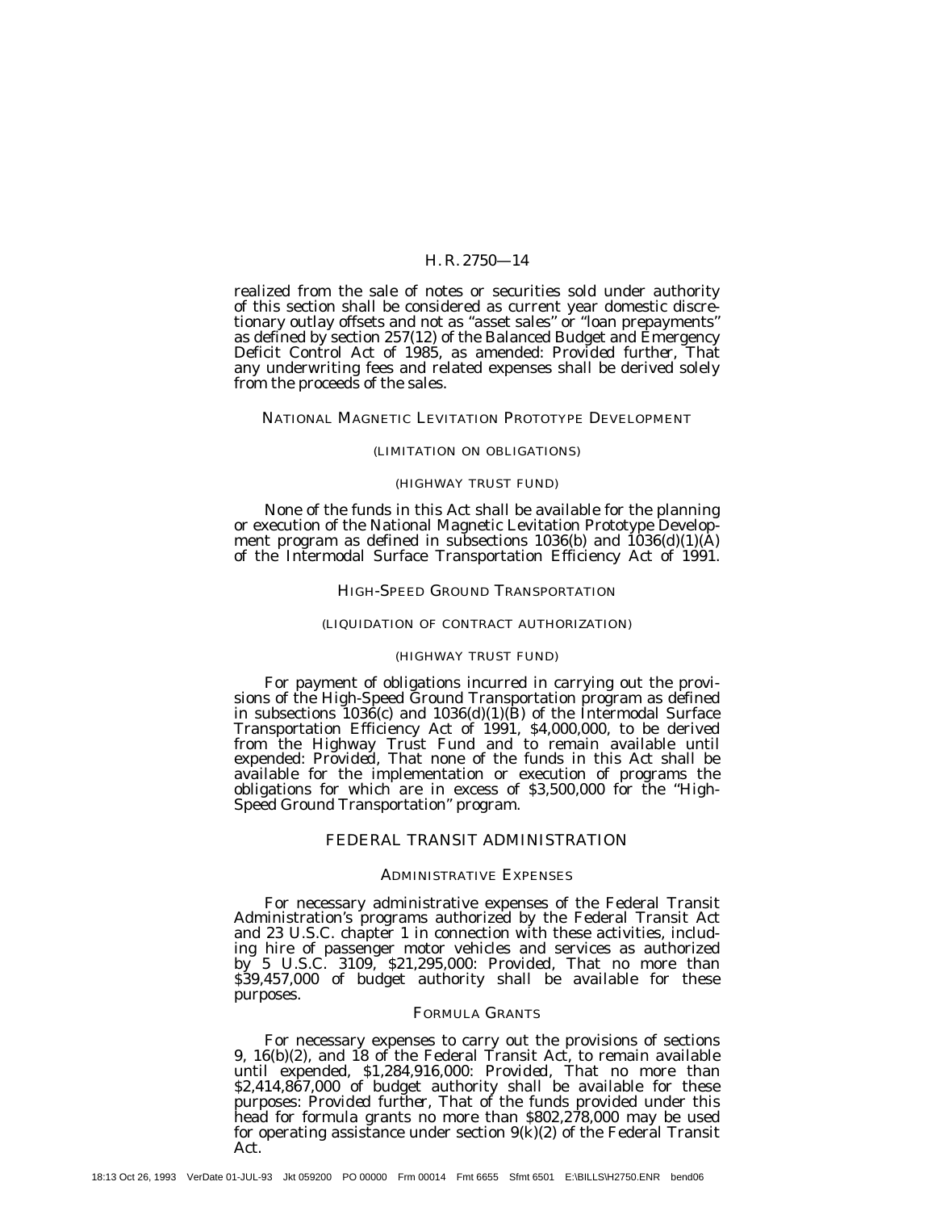realized from the sale of notes or securities sold under authority of this section shall be considered as current year domestic discretionary outlay offsets and not as "asset sales" or "loan prepayments" as defined by section 257(12) of the Balanced Budget and Emergency Deficit Control Act of 1985, as amended: *Provided further*, That any underwriting fees and related expenses shall be derived solely from the proceeds of the sales.

### NATIONAL MAGNETIC LEVITATION PROTOTYPE DEVELOPMENT

(LIMITATION ON OBLIGATIONS)

(HIGHWAY TRUST FUND)

None of the funds in this Act shall be available for the planning or execution of the National Magnetic Levitation Prototype Development program as defined in subsections 1036(b) and 1036(d)(1)(A) of the Intermodal Surface Transportation Efficiency Act of 1991.

### HIGH-SPEED GROUND TRANSPORTATION

(LIQUIDATION OF CONTRACT AUTHORIZATION)

(HIGHWAY TRUST FUND)

For payment of obligations incurred in carrying out the provisions of the High-Speed Ground Transportation program as defined in subsections 1036(c) and 1036(d)(1)(B) of the Intermodal Surface Transportation Efficiency Act of 1991, $4,000,000, to be derived from the Highway Trust Fund and to remain available until expended: *Provided*, That none of the funds in this Act shall be available for the implementation or execution of programs the obligations for which are in excess of $3,500,000 for the "High-Speed Ground Transportation" program.

## FEDERAL TRANSIT ADMINISTRATION

### ADMINISTRATIVE EXPENSES

For necessary administrative expenses of the Federal Transit Administration's programs authorized by the Federal Transit Act and 23 U.S.C. chapter 1 in connection with these activities, including hire of passenger motor vehicles and services as authorized by 5 U.S.C. 3109, $21,295,000: *Provided*, That no more than $39,457,000 of budget authority shall be available for these purposes.

### FORMULA GRANTS

For necessary expenses to carry out the provisions of sections 9, 16(b)(2), and 18 of the Federal Transit Act, to remain available until expended, $1,284,916,000: *Provided*, That no more than $2,414,867,000 of budget authority shall be available for these purposes: *Provided further*, That of the funds provided under this head for formula grants no more than $802,278,000 may be used for operating assistance under section 9(k)(2) of the Federal Transit Act.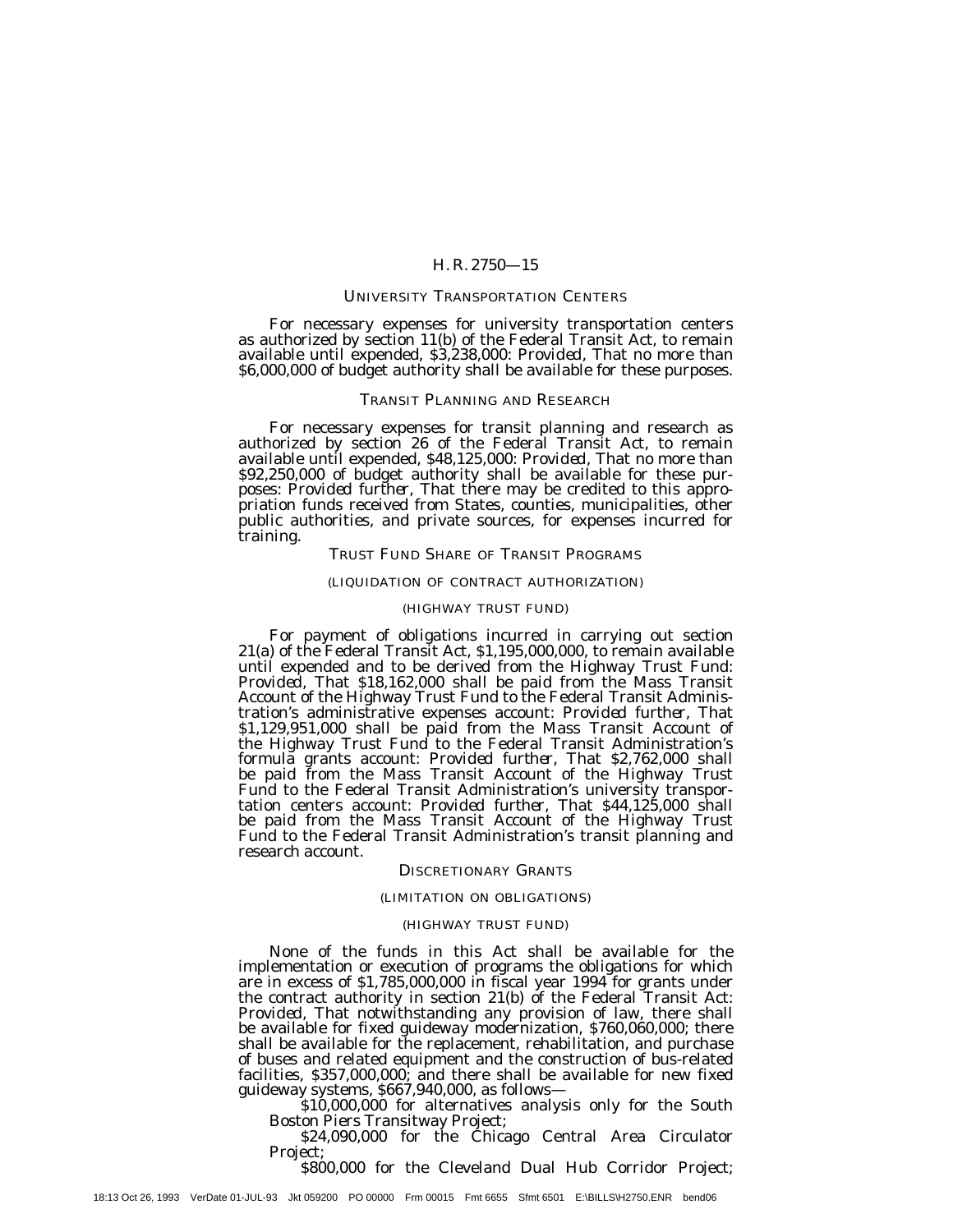## UNIVERSITY TRANSPORTATION CENTERS

For necessary expenses for university transportation centers as authorized by section 11(b) of the Federal Transit Act, to remain available until expended, $3,238,000: *Provided*, That no more than $6,000,000 of budget authority shall be available for these purposes.

## TRANSIT PLANNING AND RESEARCH

For necessary expenses for transit planning and research as authorized by section 26 of the Federal Transit Act, to remain available until expended, $48,125,000: *Provided*, That no more than $92,250,000 of budget authority shall be available for these purposes: *Provided further*, That there may be credited to this appropriation funds received from States, counties, municipalities, other public authorities, and private sources, for expenses incurred for training.

## TRUST FUND SHARE OF TRANSIT PROGRAMS

### (LIQUIDATION OF CONTRACT AUTHORIZATION)

### (HIGHWAY TRUST FUND)

For payment of obligations incurred in carrying out section 21(a) of the Federal Transit Act, $1,195,000,000, to remain available until expended and to be derived from the Highway Trust Fund: *Provided*, That $18,162,000 shall be paid from the Mass Transit Account of the Highway Trust Fund to the Federal Transit Administration's administrative expenses account: *Provided further*, That $1,129,951,000 shall be paid from the Mass Transit Account of the Highway Trust Fund to the Federal Transit Administration's formula grants account: *Provided further*, That $2,762,000 shall be paid from the Mass Transit Account of the Highway Trust Fund to the Federal Transit Administration's university transportation centers account: *Provided further*, That $44,125,000 shall be paid from the Mass Transit Account of the Highway Trust Fund to the Federal Transit Administration's transit planning and research account.

## DISCRETIONARY GRANTS

### (LIMITATION ON OBLIGATIONS)

### (HIGHWAY TRUST FUND)

None of the funds in this Act shall be available for the implementation or execution of programs the obligations for which are in excess of $1,785,000,000 in fiscal year 1994 for grants under the contract authority in section 21(b) of the Federal Transit Act: *Provided*, That notwithstanding any provision of law, there shall be available for fixed guideway modernization, $760,060,000; there shall be available for the replacement, rehabilitation, and purchase of buses and related equipment and the construction of bus-related facilities, $357,000,000; and there shall be available for new fixed guideway systems, $667,940,000, as follows—

$10,000,000 for alternatives analysis only for the South Boston Piers Transitway Project;

$24,090,000 for the Chicago Central Area Circulator Project;

$800,000 for the Cleveland Dual Hub Corridor Project;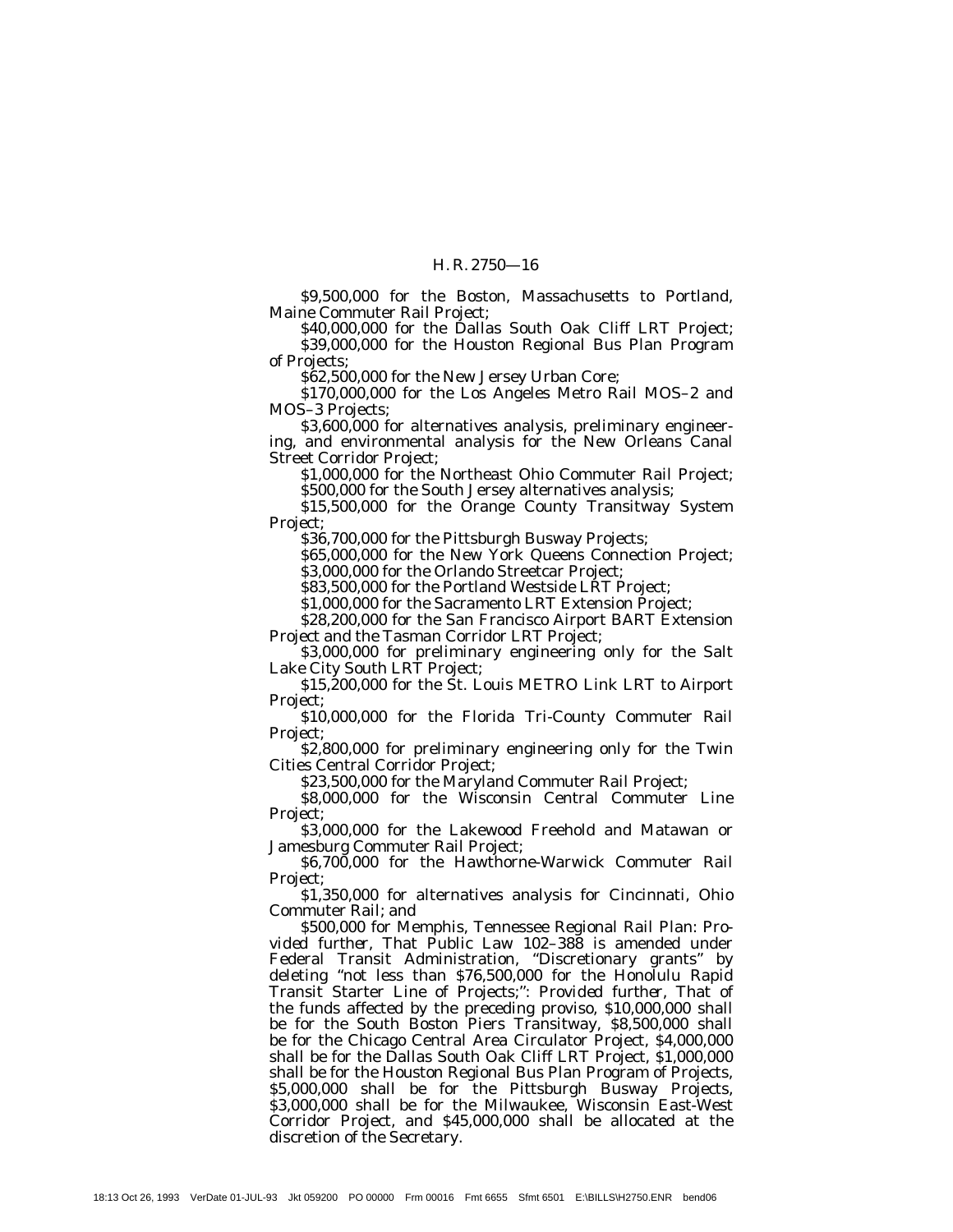$9,500,000 for the Boston, Massachusetts to Portland, Maine Commuter Rail Project;

$40,000,000 for the Dallas South Oak Cliff LRT Project;

$39,000,000 for the Houston Regional Bus Plan Program of Projects;

$62,500,000 for the New Jersey Urban Core;

$170,000,000 for the Los Angeles Metro Rail MOS–2 and MOS–3 Projects;

$3,600,000 for alternatives analysis, preliminary engineering, and environmental analysis for the New Orleans Canal Street Corridor Project;

$1,000,000 for the Northeast Ohio Commuter Rail Project;

$500,000 for the South Jersey alternatives analysis;

$15,500,000 for the Orange County Transitway System Project;

$36,700,000 for the Pittsburgh Busway Projects;

$65,000,000 for the New York Queens Connection Project;

$3,000,000 for the Orlando Streetcar Project;

$83,500,000 for the Portland Westside LRT Project;

$1,000,000 for the Sacramento LRT Extension Project;

$28,200,000 for the San Francisco Airport BART Extension Project and the Tasman Corridor LRT Project;

$3,000,000 for preliminary engineering only for the Salt Lake City South LRT Project;

$15,200,000 for the St. Louis METRO Link LRT to Airport Project;

$10,000,000 for the Florida Tri-County Commuter Rail Project;

$2,800,000 for preliminary engineering only for the Twin Cities Central Corridor Project;

$23,500,000 for the Maryland Commuter Rail Project;

$8,000,000 for the Wisconsin Central Commuter Line Project;

$3,000,000 for the Lakewood Freehold and Matawan or Jamesburg Commuter Rail Project;

$6,700,000 for the Hawthorne-Warwick Commuter Rail Project;

$1,350,000 for alternatives analysis for Cincinnati, Ohio Commuter Rail; and

$500,000 for Memphis, Tennessee Regional Rail Plan: *Provided further*, That Public Law 102–388 is amended under Federal Transit Administration, "Discretionary grants" by deleting "not less than $76,500,000 for the Honolulu Rapid Transit Starter Line of Projects;": *Provided further*, That of the funds affected by the preceding proviso, $10,000,000 shall be for the South Boston Piers Transitway, $8,500,000 shall be for the Chicago Central Area Circulator Project, $4,000,000 shall be for the Dallas South Oak Cliff LRT Project, $1,000,000 shall be for the Houston Regional Bus Plan Program of Projects, $5,000,000 shall be for the Pittsburgh Busway Projects, $3,000,000 shall be for the Milwaukee, Wisconsin East-West Corridor Project, and $45,000,000 shall be allocated at the discretion of the Secretary.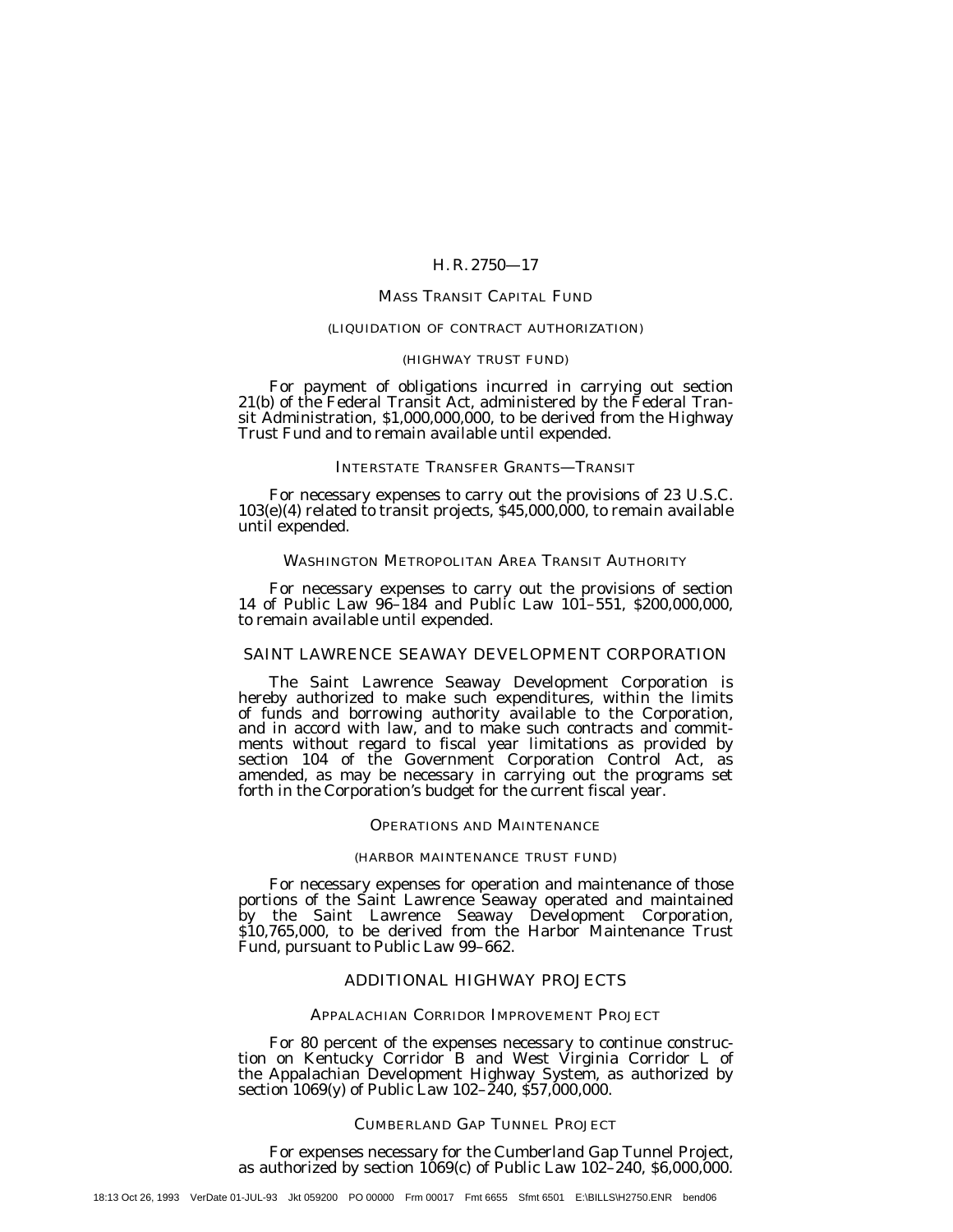### MASS TRANSIT CAPITAL FUND

(LIQUIDATION OF CONTRACT AUTHORIZATION)

(HIGHWAY TRUST FUND)

For payment of obligations incurred in carrying out section 21(b) of the Federal Transit Act, administered by the Federal Transit Administration, $1,000,000,000, to be derived from the Highway Trust Fund and to remain available until expended.

### INTERSTATE TRANSFER GRANTS—TRANSIT

For necessary expenses to carry out the provisions of 23 U.S.C. 103(e)(4) related to transit projects, $45,000,000, to remain available until expended.

### WASHINGTON METROPOLITAN AREA TRANSIT AUTHORITY

For necessary expenses to carry out the provisions of section 14 of Public Law 96–184 and Public Law 101–551, $200,000,000, to remain available until expended.

## SAINT LAWRENCE SEAWAY DEVELOPMENT CORPORATION

The Saint Lawrence Seaway Development Corporation is hereby authorized to make such expenditures, within the limits of funds and borrowing authority available to the Corporation, and in accord with law, and to make such contracts and commitments without regard to fiscal year limitations as provided by section 104 of the Government Corporation Control Act, as amended, as may be necessary in carrying out the programs set forth in the Corporation's budget for the current fiscal year.

### OPERATIONS AND MAINTENANCE

(HARBOR MAINTENANCE TRUST FUND)

For necessary expenses for operation and maintenance of those portions of the Saint Lawrence Seaway operated and maintained by the Saint Lawrence Seaway Development Corporation, $10,765,000, to be derived from the Harbor Maintenance Trust Fund, pursuant to Public Law 99–662.

## ADDITIONAL HIGHWAY PROJECTS

### APPALACHIAN CORRIDOR IMPROVEMENT PROJECT

For 80 percent of the expenses necessary to continue construction on Kentucky Corridor B and West Virginia Corridor L of the Appalachian Development Highway System, as authorized by section 1069(y) of Public Law 102–240, $57,000,000.

### CUMBERLAND GAP TUNNEL PROJECT

For expenses necessary for the Cumberland Gap Tunnel Project, as authorized by section 1069(c) of Public Law 102–240, $6,000,000.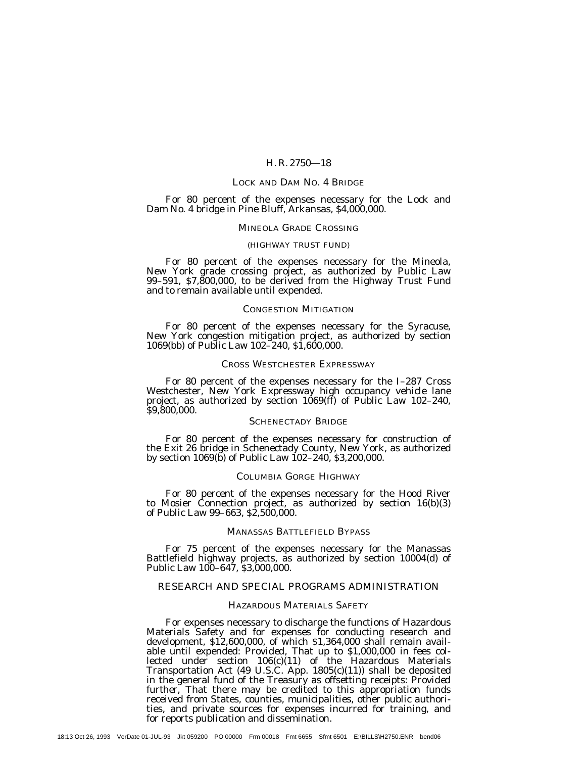LOCK AND DAM NO. 4 BRIDGE

For 80 percent of the expenses necessary for the Lock and Dam No. 4 bridge in Pine Bluff, Arkansas, $4,000,000.

MINEOLA GRADE CROSSING

(HIGHWAY TRUST FUND)

For 80 percent of the expenses necessary for the Mineola, New York grade crossing project, as authorized by Public Law 99–591, $7,800,000, to be derived from the Highway Trust Fund and to remain available until expended.

CONGESTION MITIGATION

For 80 percent of the expenses necessary for the Syracuse, New York congestion mitigation project, as authorized by section 1069(bb) of Public Law 102–240, $1,600,000.

CROSS WESTCHESTER EXPRESSWAY

For 80 percent of the expenses necessary for the I–287 Cross Westchester, New York Expressway high occupancy vehicle lane project, as authorized by section 1069(ff) of Public Law 102–240, $9,800,000.

SCHENECTADY BRIDGE

For 80 percent of the expenses necessary for construction of the Exit 26 bridge in Schenectady County, New York, as authorized by section 1069(b) of Public Law 102–240, $3,200,000.

COLUMBIA GORGE HIGHWAY

For 80 percent of the expenses necessary for the Hood River to Mosier Connection project, as authorized by section 16(b)(3) of Public Law 99–663, $2,500,000.

MANASSAS BATTLEFIELD BYPASS

For 75 percent of the expenses necessary for the Manassas Battlefield highway projects, as authorized by section 10004(d) of Public Law 100–647, $3,000,000.

RESEARCH AND SPECIAL PROGRAMS ADMINISTRATION

HAZARDOUS MATERIALS SAFETY

For expenses necessary to discharge the functions of Hazardous Materials Safety and for expenses for conducting research and development, $12,600,000, of which $1,364,000 shall remain available until expended: *Provided*, That up to $1,000,000 in fees collected under section 106(c)(11) of the Hazardous Materials Transportation Act (49 U.S.C. App. 1805(c)(11)) shall be deposited in the general fund of the Treasury as offsetting receipts: *Provided further*, That there may be credited to this appropriation funds received from States, counties, municipalities, other public authorities, and private sources for expenses incurred for training, and for reports publication and dissemination.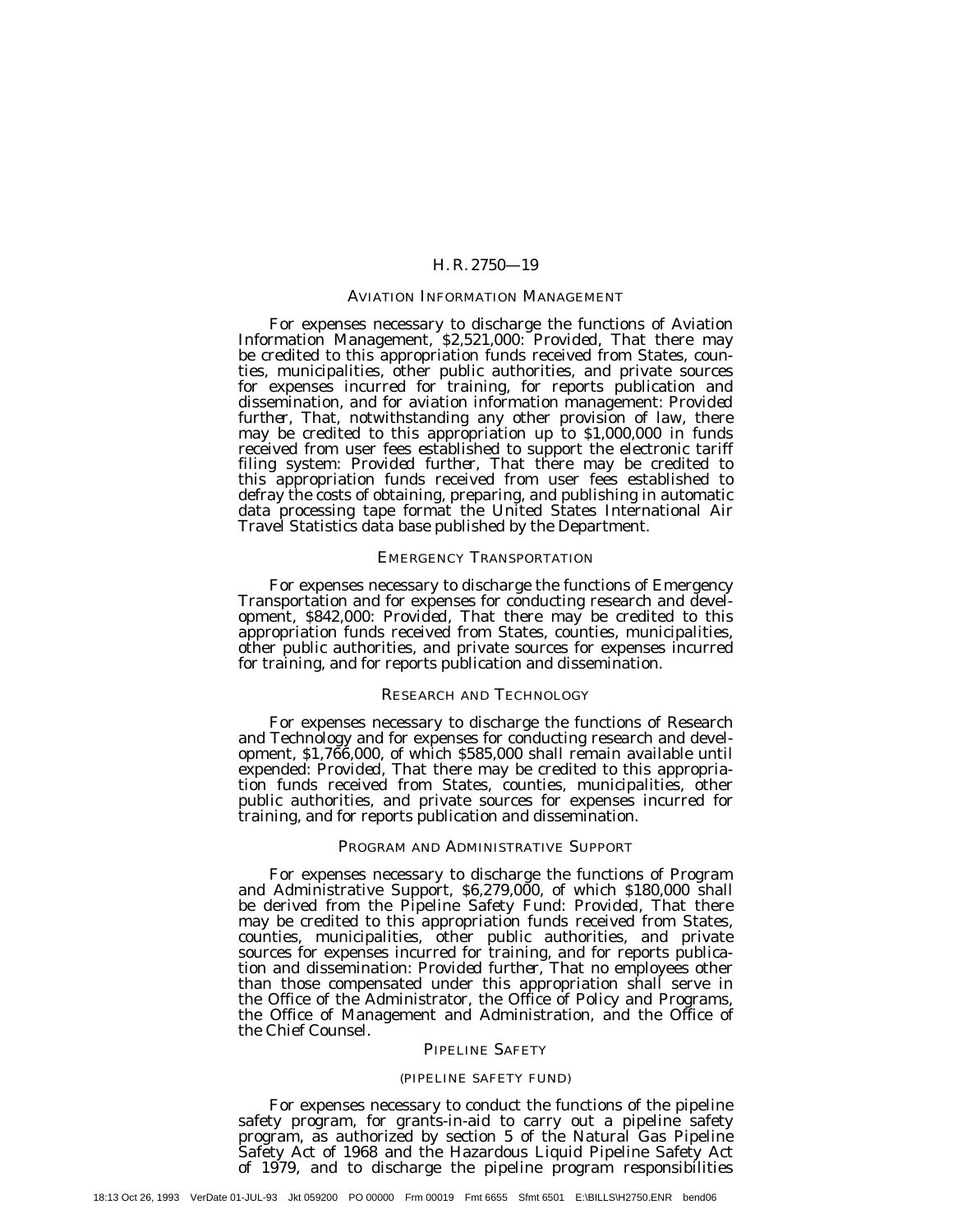## AVIATION INFORMATION MANAGEMENT

For expenses necessary to discharge the functions of Aviation Information Management, $2,521,000: *Provided*, That there may be credited to this appropriation funds received from States, counties, municipalities, other public authorities, and private sources for expenses incurred for training, for reports publication and dissemination, and for aviation information management: *Provided further*, That, notwithstanding any other provision of law, there may be credited to this appropriation up to $1,000,000 in funds received from user fees established to support the electronic tariff filing system: *Provided further*, That there may be credited to this appropriation funds received from user fees established to defray the costs of obtaining, preparing, and publishing in automatic data processing tape format the United States International Air Travel Statistics data base published by the Department.

## EMERGENCY TRANSPORTATION

For expenses necessary to discharge the functions of Emergency Transportation and for expenses for conducting research and development, $842,000: *Provided*, That there may be credited to this appropriation funds received from States, counties, municipalities, other public authorities, and private sources for expenses incurred for training, and for reports publication and dissemination.

## RESEARCH AND TECHNOLOGY

For expenses necessary to discharge the functions of Research and Technology and for expenses for conducting research and development, $1,766,000, of which $585,000 shall remain available until expended: *Provided*, That there may be credited to this appropriation funds received from States, counties, municipalities, other public authorities, and private sources for expenses incurred for training, and for reports publication and dissemination.

## PROGRAM AND ADMINISTRATIVE SUPPORT

For expenses necessary to discharge the functions of Program and Administrative Support, $6,279,000, of which $180,000 shall be derived from the Pipeline Safety Fund: *Provided*, That there may be credited to this appropriation funds received from States, counties, municipalities, other public authorities, and private sources for expenses incurred for training, and for reports publication and dissemination: *Provided further*, That no employees other than those compensated under this appropriation shall serve in the Office of the Administrator, the Office of Policy and Programs, the Office of Management and Administration, and the Office of the Chief Counsel.

## PIPELINE SAFETY

### (PIPELINE SAFETY FUND)

For expenses necessary to conduct the functions of the pipeline safety program, for grants-in-aid to carry out a pipeline safety program, as authorized by section 5 of the Natural Gas Pipeline Safety Act of 1968 and the Hazardous Liquid Pipeline Safety Act of 1979, and to discharge the pipeline program responsibilities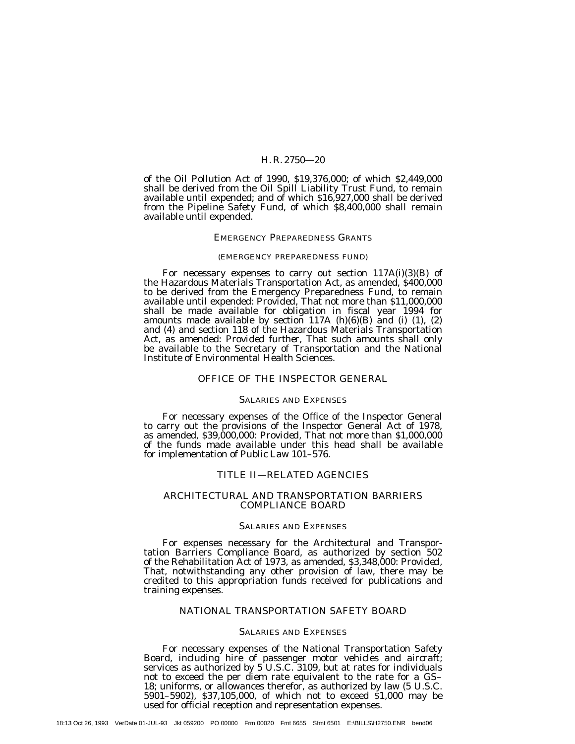of the Oil Pollution Act of 1990, $19,376,000; of which $2,449,000 shall be derived from the Oil Spill Liability Trust Fund, to remain available until expended; and of which $16,927,000 shall be derived from the Pipeline Safety Fund, of which $8,400,000 shall remain available until expended.

### EMERGENCY PREPAREDNESS GRANTS

#### (EMERGENCY PREPAREDNESS FUND)

For necessary expenses to carry out section 117A(i)(3)(B) of the Hazardous Materials Transportation Act, as amended, $400,000 to be derived from the Emergency Preparedness Fund, to remain available until expended: *Provided*, That not more than $11,000,000 shall be made available for obligation in fiscal year 1994 for amounts made available by section 117A (h)(6)(B) and (i) (1), (2) and (4) and section 118 of the Hazardous Materials Transportation Act, as amended: *Provided further*, That such amounts shall only be available to the Secretary of Transportation and the National Institute of Environmental Health Sciences.

## OFFICE OF THE INSPECTOR GENERAL

### SALARIES AND EXPENSES

For necessary expenses of the Office of the Inspector General to carry out the provisions of the Inspector General Act of 1978, as amended, $39,000,000: *Provided*, That not more than $1,000,000 of the funds made available under this head shall be available for implementation of Public Law 101–576.

# TITLE II—RELATED AGENCIES

## ARCHITECTURAL AND TRANSPORTATION BARRIERS COMPLIANCE BOARD

### SALARIES AND EXPENSES

For expenses necessary for the Architectural and Transportation Barriers Compliance Board, as authorized by section 502 of the Rehabilitation Act of 1973, as amended, $3,348,000: *Provided*, That, notwithstanding any other provision of law, there may be credited to this appropriation funds received for publications and training expenses.

## NATIONAL TRANSPORTATION SAFETY BOARD

### SALARIES AND EXPENSES

For necessary expenses of the National Transportation Safety Board, including hire of passenger motor vehicles and aircraft; services as authorized by 5 U.S.C. 3109, but at rates for individuals not to exceed the per diem rate equivalent to the rate for a GS–18; uniforms, or allowances therefor, as authorized by law (5 U.S.C. 5901–5902), $37,105,000, of which not to exceed $1,000 may be used for official reception and representation expenses.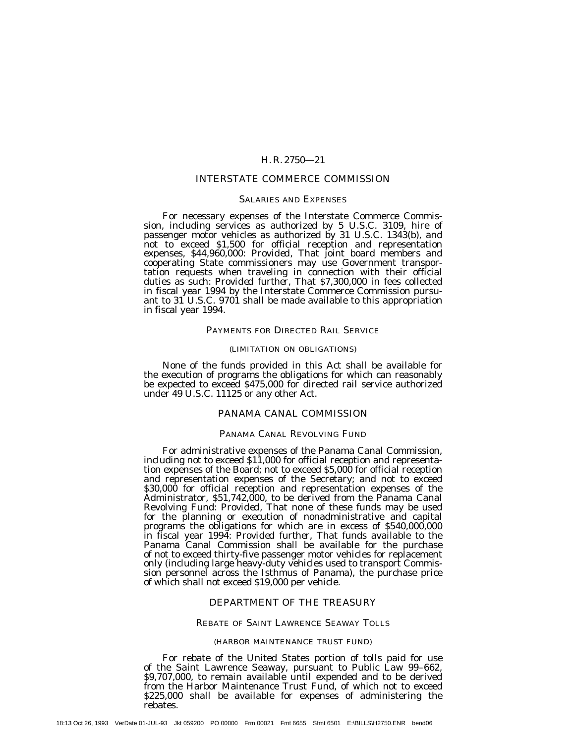## INTERSTATE COMMERCE COMMISSION

### SALARIES AND EXPENSES

For necessary expenses of the Interstate Commerce Commission, including services as authorized by 5 U.S.C. 3109, hire of passenger motor vehicles as authorized by 31 U.S.C. 1343(b), and not to exceed $1,500 for official reception and representation expenses, $44,960,000: *Provided*, That joint board members and cooperating State commissioners may use Government transportation requests when traveling in connection with their official duties as such: *Provided further*, That $7,300,000 in fees collected in fiscal year 1994 by the Interstate Commerce Commission pursuant to 31 U.S.C. 9701 shall be made available to this appropriation in fiscal year 1994.

### PAYMENTS FOR DIRECTED RAIL SERVICE

#### (LIMITATION ON OBLIGATIONS)

None of the funds provided in this Act shall be available for the execution of programs the obligations for which can reasonably be expected to exceed $475,000 for directed rail service authorized under 49 U.S.C. 11125 or any other Act.

## PANAMA CANAL COMMISSION

### PANAMA CANAL REVOLVING FUND

For administrative expenses of the Panama Canal Commission, including not to exceed $11,000 for official reception and representation expenses of the Board; not to exceed $5,000 for official reception and representation expenses of the Secretary; and not to exceed $30,000 for official reception and representation expenses of the Administrator, $51,742,000, to be derived from the Panama Canal Revolving Fund: *Provided*, That none of these funds may be used for the planning or execution of nonadministrative and capital programs the obligations for which are in excess of $540,000,000 in fiscal year 1994: *Provided further*, That funds available to the Panama Canal Commission shall be available for the purchase of not to exceed thirty-five passenger motor vehicles for replacement only (including large heavy-duty vehicles used to transport Commission personnel across the Isthmus of Panama), the purchase price of which shall not exceed $19,000 per vehicle.

## DEPARTMENT OF THE TREASURY

### REBATE OF SAINT LAWRENCE SEAWAY TOLLS

#### (HARBOR MAINTENANCE TRUST FUND)

For rebate of the United States portion of tolls paid for use of the Saint Lawrence Seaway, pursuant to Public Law 99–662, $9,707,000, to remain available until expended and to be derived from the Harbor Maintenance Trust Fund, of which not to exceed $225,000 shall be available for expenses of administering the rebates.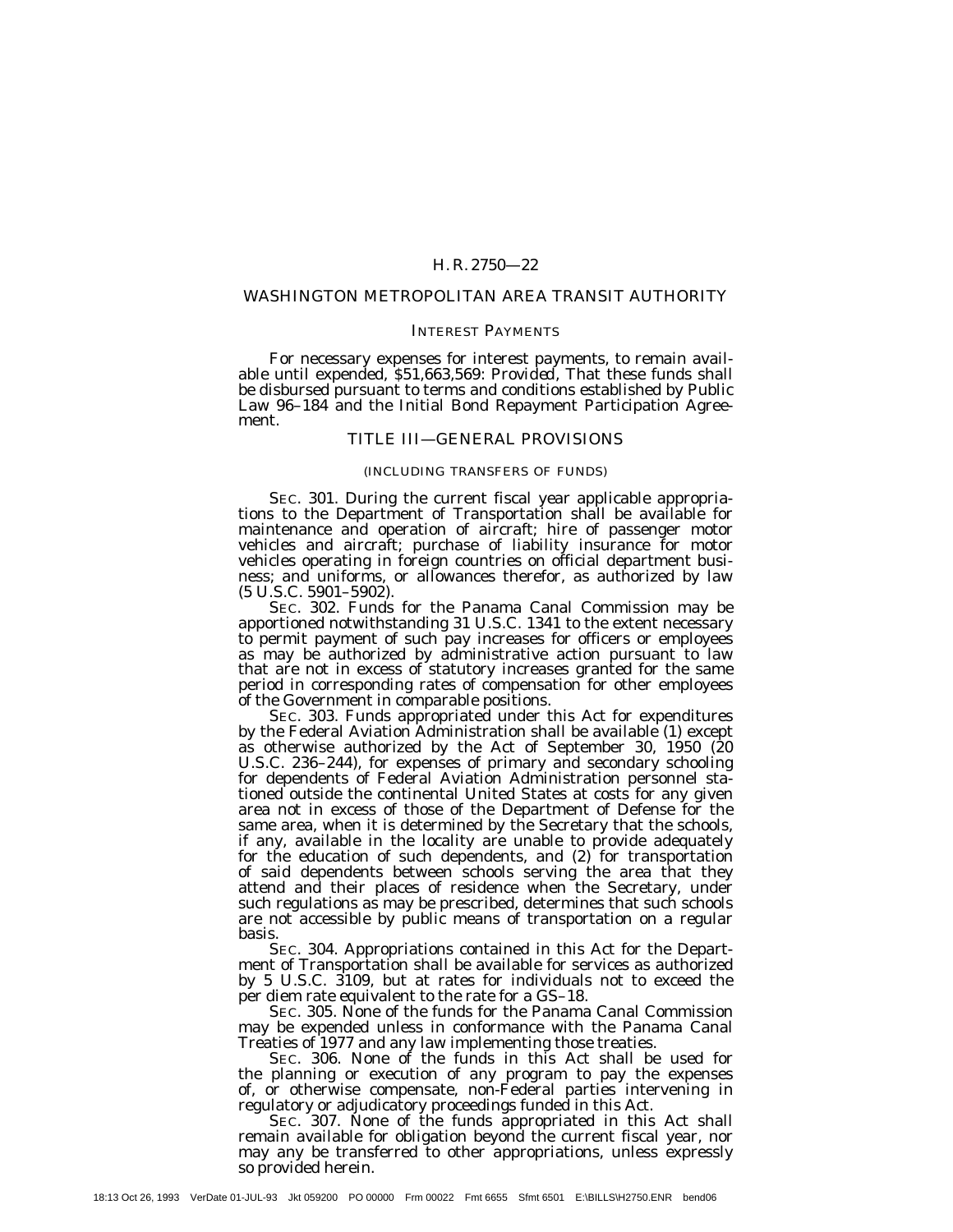## WASHINGTON METROPOLITAN AREA TRANSIT AUTHORITY

### INTEREST PAYMENTS

For necessary expenses for interest payments, to remain available until expended, $51,663,569: *Provided*, That these funds shall be disbursed pursuant to terms and conditions established by Public Law 96–184 and the Initial Bond Repayment Participation Agreement.

## TITLE III—GENERAL PROVISIONS

(INCLUDING TRANSFERS OF FUNDS)

SEC. 301. During the current fiscal year applicable appropriations to the Department of Transportation shall be available for maintenance and operation of aircraft; hire of passenger motor vehicles and aircraft; purchase of liability insurance for motor vehicles operating in foreign countries on official department business; and uniforms, or allowances therefor, as authorized by law (5 U.S.C. 5901–5902).

SEC. 302. Funds for the Panama Canal Commission may be apportioned notwithstanding 31 U.S.C. 1341 to the extent necessary to permit payment of such pay increases for officers or employees as may be authorized by administrative action pursuant to law that are not in excess of statutory increases granted for the same period in corresponding rates of compensation for other employees of the Government in comparable positions.

SEC. 303. Funds appropriated under this Act for expenditures by the Federal Aviation Administration shall be available (1) except as otherwise authorized by the Act of September 30, 1950 (20 U.S.C. 236–244), for expenses of primary and secondary schooling for dependents of Federal Aviation Administration personnel stationed outside the continental United States at costs for any given area not in excess of those of the Department of Defense for the same area, when it is determined by the Secretary that the schools, if any, available in the locality are unable to provide adequately for the education of such dependents, and (2) for transportation of said dependents between schools serving the area that they attend and their places of residence when the Secretary, under such regulations as may be prescribed, determines that such schools are not accessible by public means of transportation on a regular basis.

SEC. 304. Appropriations contained in this Act for the Department of Transportation shall be available for services as authorized by 5 U.S.C. 3109, but at rates for individuals not to exceed the per diem rate equivalent to the rate for a GS–18.

SEC. 305. None of the funds for the Panama Canal Commission may be expended unless in conformance with the Panama Canal Treaties of 1977 and any law implementing those treaties.

SEC. 306. None of the funds in this Act shall be used for the planning or execution of any program to pay the expenses of, or otherwise compensate, non-Federal parties intervening in regulatory or adjudicatory proceedings funded in this Act.

SEC. 307. None of the funds appropriated in this Act shall remain available for obligation beyond the current fiscal year, nor may any be transferred to other appropriations, unless expressly so provided herein.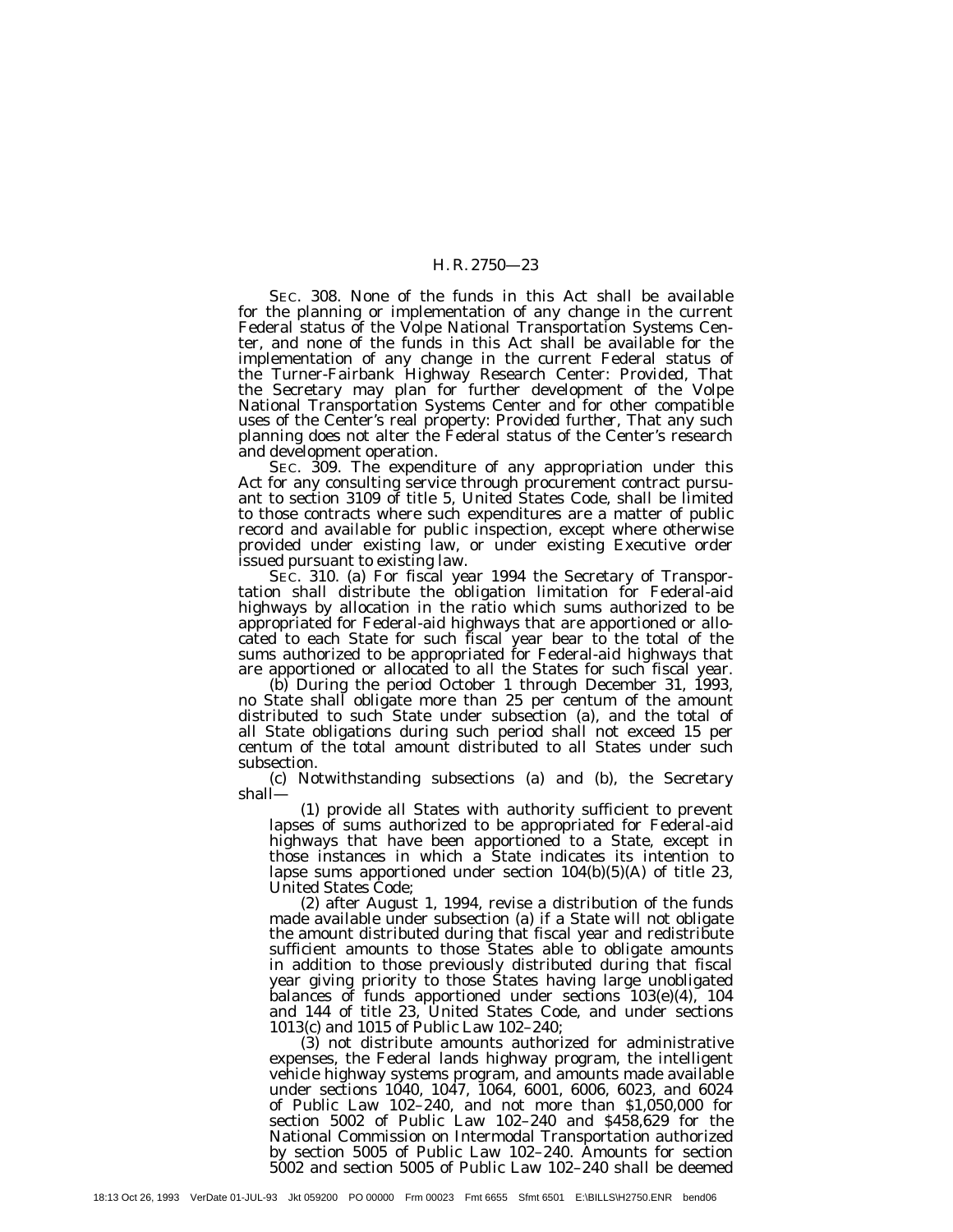SEC. 308. None of the funds in this Act shall be available for the planning or implementation of any change in the current Federal status of the Volpe National Transportation Systems Center, and none of the funds in this Act shall be available for the implementation of any change in the current Federal status of the Turner-Fairbank Highway Research Center: *Provided*, That the Secretary may plan for further development of the Volpe National Transportation Systems Center and for other compatible uses of the Center's real property: *Provided further*, That any such planning does not alter the Federal status of the Center's research and development operation.

SEC. 309. The expenditure of any appropriation under this Act for any consulting service through procurement contract pursuant to section 3109 of title 5, United States Code, shall be limited to those contracts where such expenditures are a matter of public record and available for public inspection, except where otherwise provided under existing law, or under existing Executive order issued pursuant to existing law.

SEC. 310. (a) For fiscal year 1994 the Secretary of Transportation shall distribute the obligation limitation for Federal-aid highways by allocation in the ratio which sums authorized to be appropriated for Federal-aid highways that are apportioned or allocated to each State for such fiscal year bear to the total of the sums authorized to be appropriated for Federal-aid highways that are apportioned or allocated to all the States for such fiscal year.

(b) During the period October 1 through December 31, 1993, no State shall obligate more than 25 per centum of the amount distributed to such State under subsection (a), and the total of all State obligations during such period shall not exceed 15 per centum of the total amount distributed to all States under such subsection.

(c) Notwithstanding subsections (a) and (b), the Secretary shall—

(1) provide all States with authority sufficient to prevent lapses of sums authorized to be appropriated for Federal-aid highways that have been apportioned to a State, except in those instances in which a State indicates its intention to lapse sums apportioned under section 104(b)(5)(A) of title 23, United States Code;

(2) after August 1, 1994, revise a distribution of the funds made available under subsection (a) if a State will not obligate the amount distributed during that fiscal year and redistribute sufficient amounts to those States able to obligate amounts in addition to those previously distributed during that fiscal year giving priority to those States having large unobligated balances of funds apportioned under sections 103(e)(4), 104 and 144 of title 23, United States Code, and under sections 1013(c) and 1015 of Public Law 102–240;

(3) not distribute amounts authorized for administrative expenses, the Federal lands highway program, the intelligent vehicle highway systems program, and amounts made available under sections 1040, 1047, 1064, 6001, 6006, 6023, and 6024 of Public Law 102–240, and not more than $1,050,000 for section 5002 of Public Law 102–240 and $458,629 for the National Commission on Intermodal Transportation authorized by section 5005 of Public Law 102–240. Amounts for section 5002 and section 5005 of Public Law 102–240 shall be deemed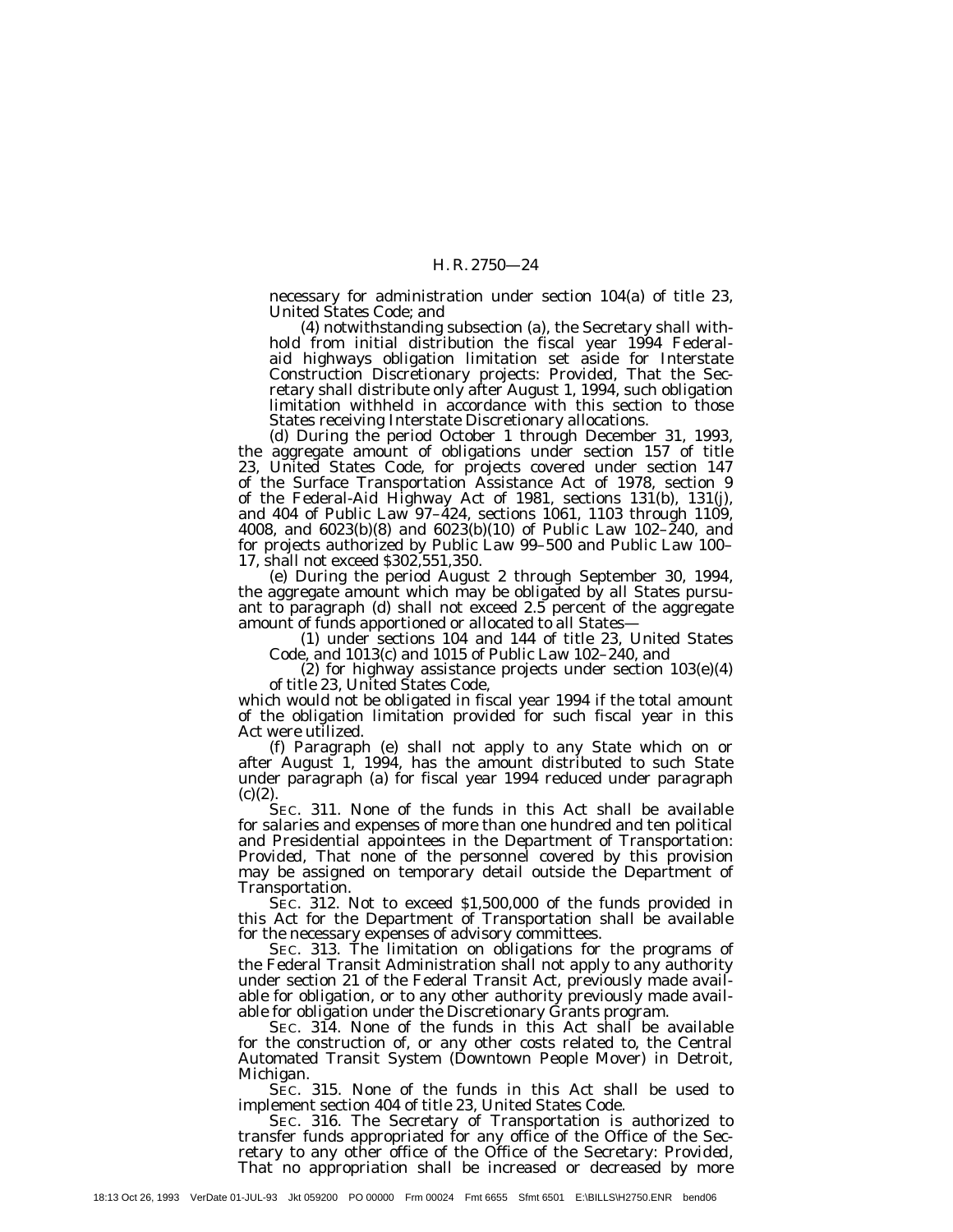necessary for administration under section 104(a) of title 23, United States Code; and

(4) notwithstanding subsection (a), the Secretary shall withhold from initial distribution the fiscal year 1994 Federal-aid highways obligation limitation set aside for Interstate Construction Discretionary projects: *Provided*, That the Secretary shall distribute only after August 1, 1994, such obligation limitation withheld in accordance with this section to those States receiving Interstate Discretionary allocations.

(d) During the period October 1 through December 31, 1993, the aggregate amount of obligations under section 157 of title 23, United States Code, for projects covered under section 147 of the Surface Transportation Assistance Act of 1978, section 9 of the Federal-Aid Highway Act of 1981, sections 131(b), 131(j), and 404 of Public Law 97–424, sections 1061, 1103 through 1109, 4008, and 6023(b)(8) and 6023(b)(10) of Public Law 102–240, and for projects authorized by Public Law 99–500 and Public Law 100–17, shall not exceed $302,551,350.

(e) During the period August 2 through September 30, 1994, the aggregate amount which may be obligated by all States pursuant to paragraph (d) shall not exceed 2.5 percent of the aggregate amount of funds apportioned or allocated to all States—

(1) under sections 104 and 144 of title 23, United States Code, and 1013(c) and 1015 of Public Law 102–240, and

(2) for highway assistance projects under section 103(e)(4) of title 23, United States Code,

which would not be obligated in fiscal year 1994 if the total amount of the obligation limitation provided for such fiscal year in this Act were utilized.

(f) Paragraph (e) shall not apply to any State which on or after August 1, 1994, has the amount distributed to such State under paragraph (a) for fiscal year 1994 reduced under paragraph (c)(2).

SEC. 311. None of the funds in this Act shall be available for salaries and expenses of more than one hundred and ten political and Presidential appointees in the Department of Transportation: *Provided*, That none of the personnel covered by this provision may be assigned on temporary detail outside the Department of Transportation.

SEC. 312. Not to exceed $1,500,000 of the funds provided in this Act for the Department of Transportation shall be available for the necessary expenses of advisory committees.

SEC. 313. The limitation on obligations for the programs of the Federal Transit Administration shall not apply to any authority under section 21 of the Federal Transit Act, previously made available for obligation, or to any other authority previously made available for obligation under the Discretionary Grants program.

SEC. 314. None of the funds in this Act shall be available for the construction of, or any other costs related to, the Central Automated Transit System (Downtown People Mover) in Detroit, Michigan.

SEC. 315. None of the funds in this Act shall be used to implement section 404 of title 23, United States Code.

SEC. 316. The Secretary of Transportation is authorized to transfer funds appropriated for any office of the Office of the Secretary to any other office of the Office of the Secretary: *Provided*, That no appropriation shall be increased or decreased by more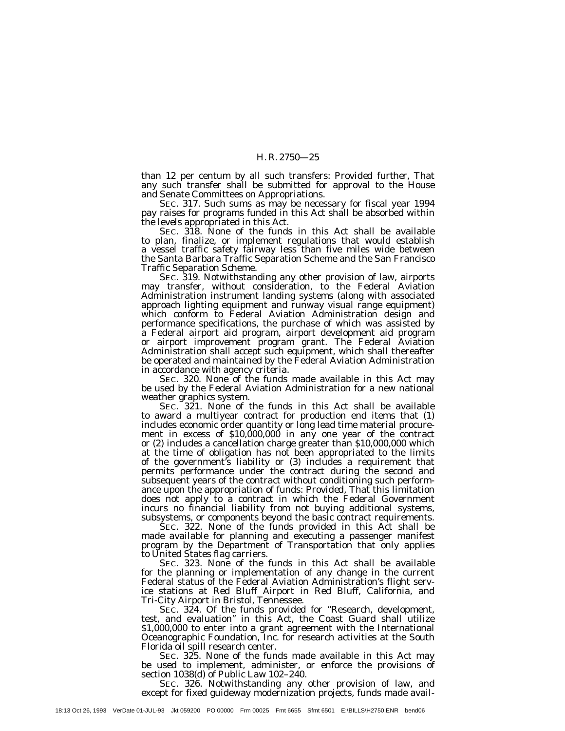than 12 per centum by all such transfers: *Provided further*, That any such transfer shall be submitted for approval to the House and Senate Committees on Appropriations.

SEC. 317. Such sums as may be necessary for fiscal year 1994 pay raises for programs funded in this Act shall be absorbed within the levels appropriated in this Act.

SEC. 318. None of the funds in this Act shall be available to plan, finalize, or implement regulations that would establish a vessel traffic safety fairway less than five miles wide between the Santa Barbara Traffic Separation Scheme and the San Francisco Traffic Separation Scheme.

SEC. 319. Notwithstanding any other provision of law, airports may transfer, without consideration, to the Federal Aviation Administration instrument landing systems (along with associated approach lighting equipment and runway visual range equipment) which conform to Federal Aviation Administration design and performance specifications, the purchase of which was assisted by a Federal airport aid program, airport development aid program or airport improvement program grant. The Federal Aviation Administration shall accept such equipment, which shall thereafter be operated and maintained by the Federal Aviation Administration in accordance with agency criteria.

SEC. 320. None of the funds made available in this Act may be used by the Federal Aviation Administration for a new national weather graphics system.

SEC. 321. None of the funds in this Act shall be available to award a multiyear contract for production end items that (1) includes economic order quantity or long lead time material procurement in excess of $10,000,000 in any one year of the contract or (2) includes a cancellation charge greater than $10,000,000 which at the time of obligation has not been appropriated to the limits of the government's liability or (3) includes a requirement that permits performance under the contract during the second and subsequent years of the contract without conditioning such performance upon the appropriation of funds: *Provided*, That this limitation does not apply to a contract in which the Federal Government incurs no financial liability from not buying additional systems, subsystems, or components beyond the basic contract requirements.

SEC. 322. None of the funds provided in this Act shall be made available for planning and executing a passenger manifest program by the Department of Transportation that only applies to United States flag carriers.

SEC. 323. None of the funds in this Act shall be available for the planning or implementation of any change in the current Federal status of the Federal Aviation Administration's flight service stations at Red Bluff Airport in Red Bluff, California, and Tri-City Airport in Bristol, Tennessee.

SEC. 324. Of the funds provided for "Research, development, test, and evaluation" in this Act, the Coast Guard shall utilize $1,000,000 to enter into a grant agreement with the International Oceanographic Foundation, Inc. for research activities at the South Florida oil spill research center.

SEC. 325. None of the funds made available in this Act may be used to implement, administer, or enforce the provisions of section 1038(d) of Public Law 102–240.

SEC. 326. Notwithstanding any other provision of law, and except for fixed guideway modernization projects, funds made avail-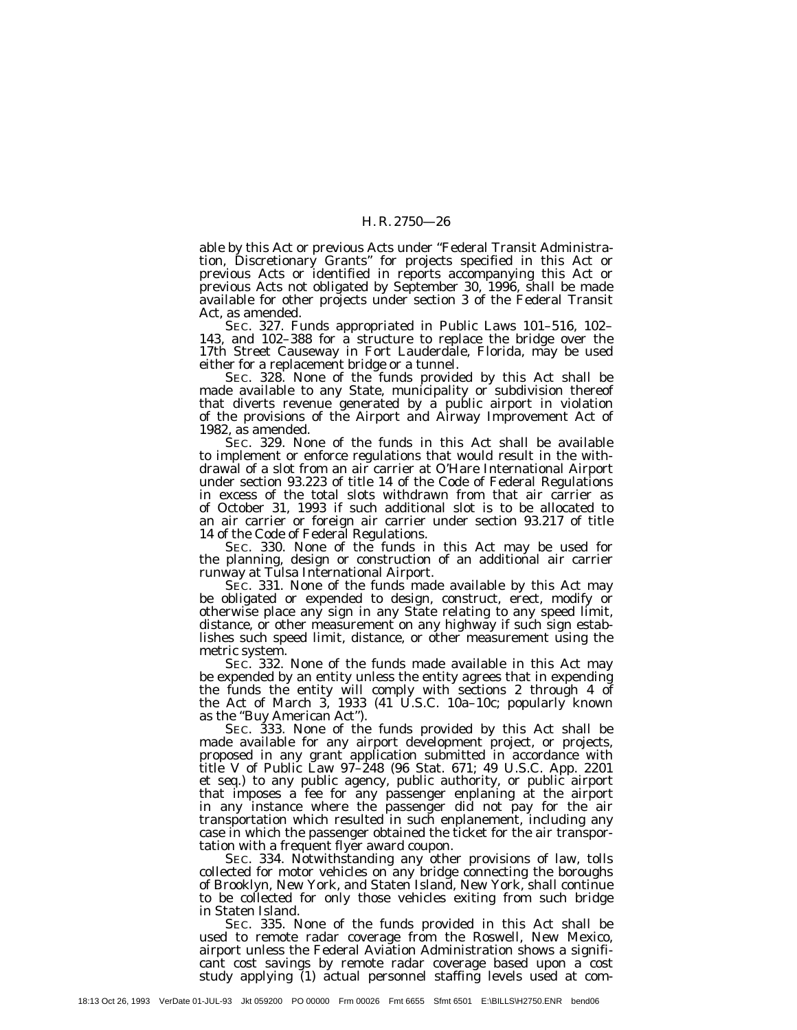able by this Act or previous Acts under "Federal Transit Administration, Discretionary Grants" for projects specified in this Act or previous Acts or identified in reports accompanying this Act or previous Acts not obligated by September 30, 1996, shall be made available for other projects under section 3 of the Federal Transit Act, as amended.

SEC. 327. Funds appropriated in Public Laws 101–516, 102–143, and 102–388 for a structure to replace the bridge over the 17th Street Causeway in Fort Lauderdale, Florida, may be used either for a replacement bridge or a tunnel.

SEC. 328. None of the funds provided by this Act shall be made available to any State, municipality or subdivision thereof that diverts revenue generated by a public airport in violation of the provisions of the Airport and Airway Improvement Act of 1982, as amended.

SEC. 329. None of the funds in this Act shall be available to implement or enforce regulations that would result in the withdrawal of a slot from an air carrier at O'Hare International Airport under section 93.223 of title 14 of the Code of Federal Regulations in excess of the total slots withdrawn from that air carrier as of October 31, 1993 if such additional slot is to be allocated to an air carrier or foreign air carrier under section 93.217 of title 14 of the Code of Federal Regulations.

SEC. 330. None of the funds in this Act may be used for the planning, design or construction of an additional air carrier runway at Tulsa International Airport.

SEC. 331. None of the funds made available by this Act may be obligated or expended to design, construct, erect, modify or otherwise place any sign in any State relating to any speed limit, distance, or other measurement on any highway if such sign establishes such speed limit, distance, or other measurement using the metric system.

SEC. 332. None of the funds made available in this Act may be expended by an entity unless the entity agrees that in expending the funds the entity will comply with sections 2 through 4 of the Act of March 3, 1933 (41 U.S.C. 10a–10c; popularly known as the "Buy American Act").

SEC. 333. None of the funds provided by this Act shall be made available for any airport development project, or projects, proposed in any grant application submitted in accordance with title V of Public Law 97–248 (96 Stat. 671; 49 U.S.C. App. 2201 et seq.) to any public agency, public authority, or public airport that imposes a fee for any passenger enplaning at the airport in any instance where the passenger did not pay for the air transportation which resulted in such enplanement, including any case in which the passenger obtained the ticket for the air transportation with a frequent flyer award coupon.

SEC. 334. Notwithstanding any other provisions of law, tolls collected for motor vehicles on any bridge connecting the boroughs of Brooklyn, New York, and Staten Island, New York, shall continue to be collected for only those vehicles exiting from such bridge in Staten Island.

SEC. 335. None of the funds provided in this Act shall be used to remote radar coverage from the Roswell, New Mexico, airport unless the Federal Aviation Administration shows a significant cost savings by remote radar coverage based upon a cost study applying (1) actual personnel staffing levels used at com-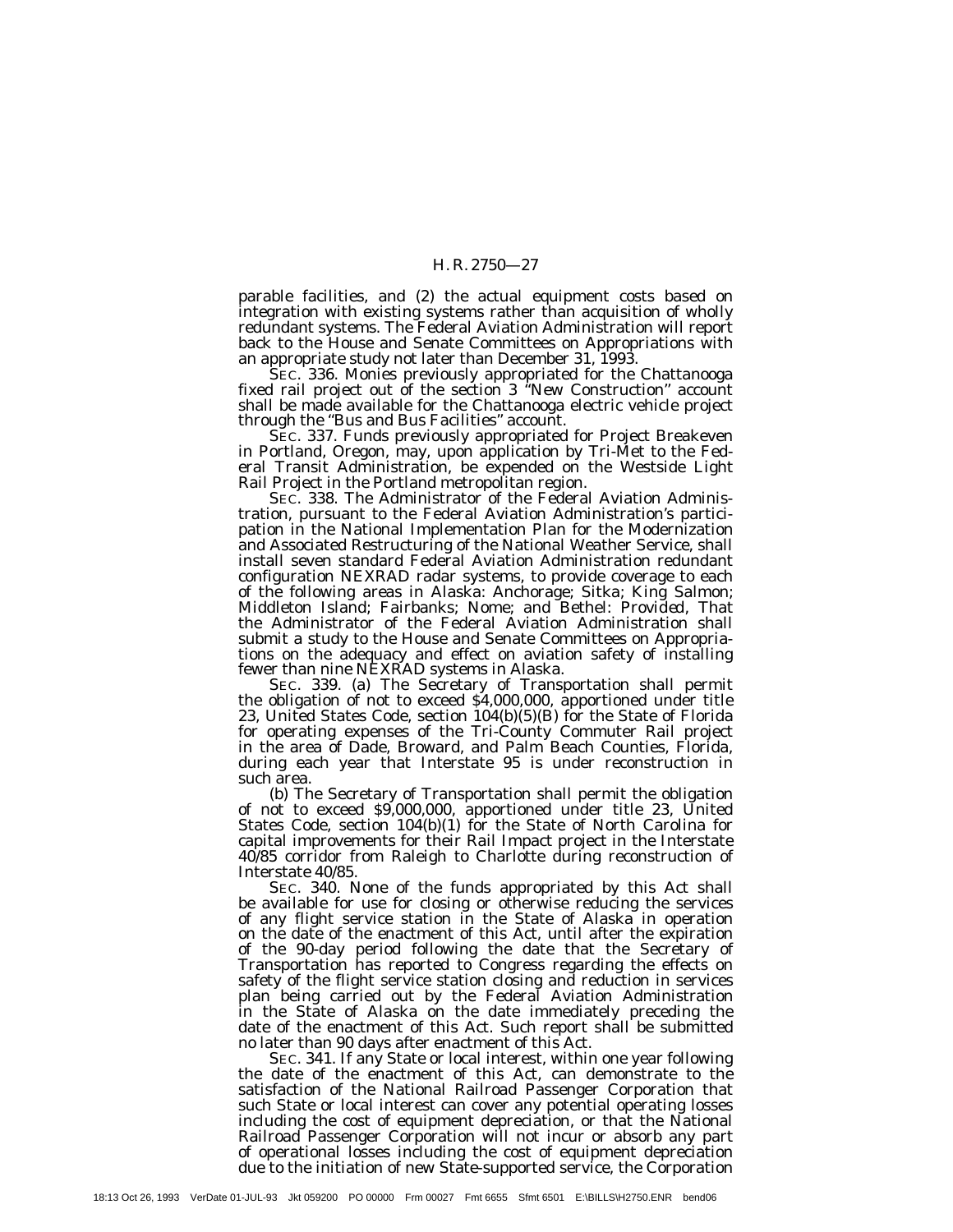parable facilities, and (2) the actual equipment costs based on integration with existing systems rather than acquisition of wholly redundant systems. The Federal Aviation Administration will report back to the House and Senate Committees on Appropriations with an appropriate study not later than December 31, 1993.

SEC. 336. Monies previously appropriated for the Chattanooga fixed rail project out of the section 3 "New Construction" account shall be made available for the Chattanooga electric vehicle project through the "Bus and Bus Facilities" account.

SEC. 337. Funds previously appropriated for Project Breakeven in Portland, Oregon, may, upon application by Tri-Met to the Federal Transit Administration, be expended on the Westside Light Rail Project in the Portland metropolitan region.

SEC. 338. The Administrator of the Federal Aviation Administration, pursuant to the Federal Aviation Administration's participation in the National Implementation Plan for the Modernization and Associated Restructuring of the National Weather Service, shall install seven standard Federal Aviation Administration redundant configuration NEXRAD radar systems, to provide coverage to each of the following areas in Alaska: Anchorage; Sitka; King Salmon; Middleton Island; Fairbanks; Nome; and Bethel: *Provided*, That the Administrator of the Federal Aviation Administration shall submit a study to the House and Senate Committees on Appropriations on the adequacy and effect on aviation safety of installing fewer than nine NEXRAD systems in Alaska.

SEC. 339. (a) The Secretary of Transportation shall permit the obligation of not to exceed $4,000,000, apportioned under title 23, United States Code, section 104(b)(5)(B) for the State of Florida for operating expenses of the Tri-County Commuter Rail project in the area of Dade, Broward, and Palm Beach Counties, Florida, during each year that Interstate 95 is under reconstruction in such area.

(b) The Secretary of Transportation shall permit the obligation of not to exceed $9,000,000, apportioned under title 23, United States Code, section 104(b)(1) for the State of North Carolina for capital improvements for their Rail Impact project in the Interstate 40/85 corridor from Raleigh to Charlotte during reconstruction of Interstate 40/85.

SEC. 340. None of the funds appropriated by this Act shall be available for use for closing or otherwise reducing the services of any flight service station in the State of Alaska in operation on the date of the enactment of this Act, until after the expiration of the 90-day period following the date that the Secretary of Transportation has reported to Congress regarding the effects on safety of the flight service station closing and reduction in services plan being carried out by the Federal Aviation Administration in the State of Alaska on the date immediately preceding the date of the enactment of this Act. Such report shall be submitted no later than 90 days after enactment of this Act.

SEC. 341. If any State or local interest, within one year following the date of the enactment of this Act, can demonstrate to the satisfaction of the National Railroad Passenger Corporation that such State or local interest can cover any potential operating losses including the cost of equipment depreciation, or that the National Railroad Passenger Corporation will not incur or absorb any part of operational losses including the cost of equipment depreciation due to the initiation of new State-supported service, the Corporation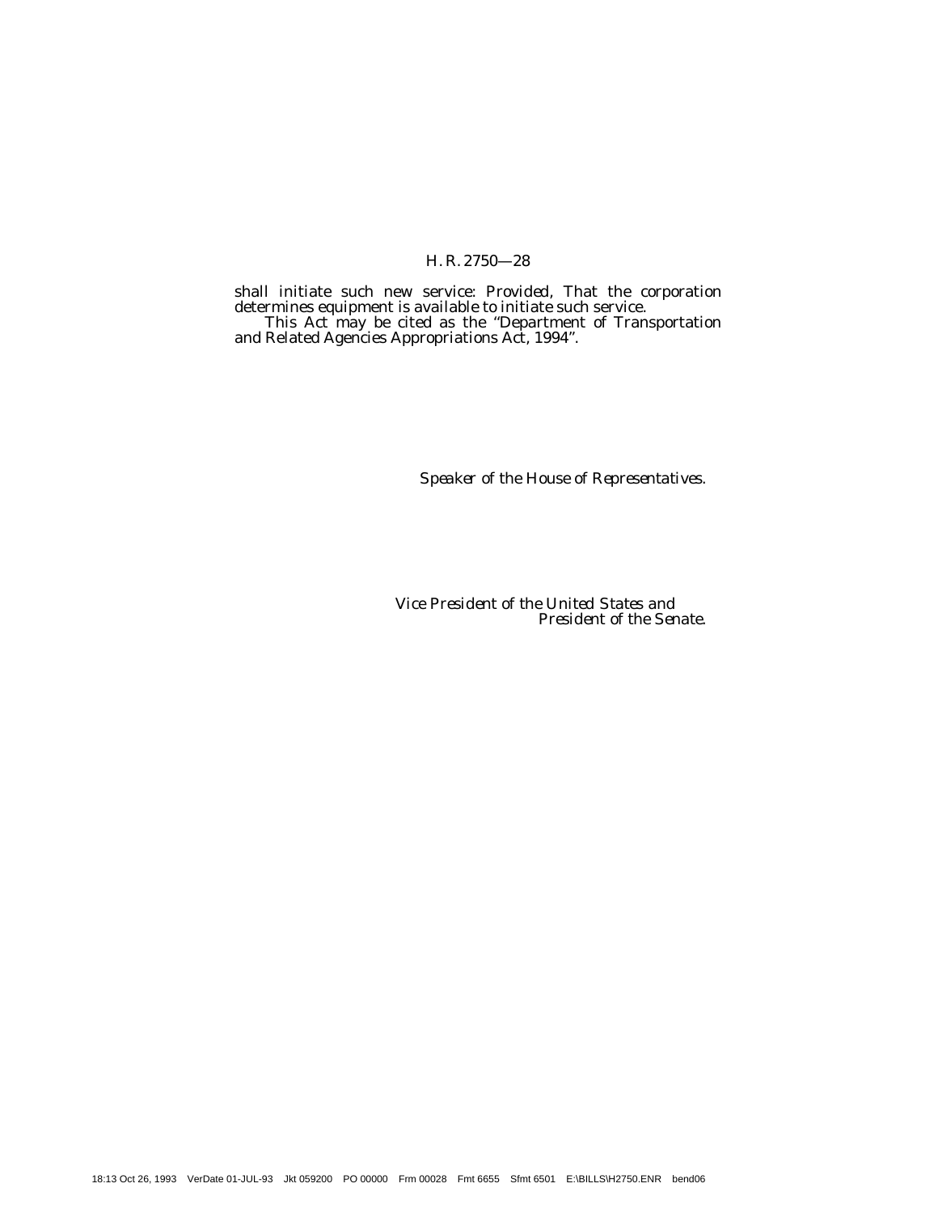shall initiate such new service: *Provided*, That the corporation determines equipment is available to initiate such service.

This Act may be cited as the "Department of Transportation and Related Agencies Appropriations Act, 1994".

*Speaker of the House of Representatives.*

*Vice President of the United States and President of the Senate.*